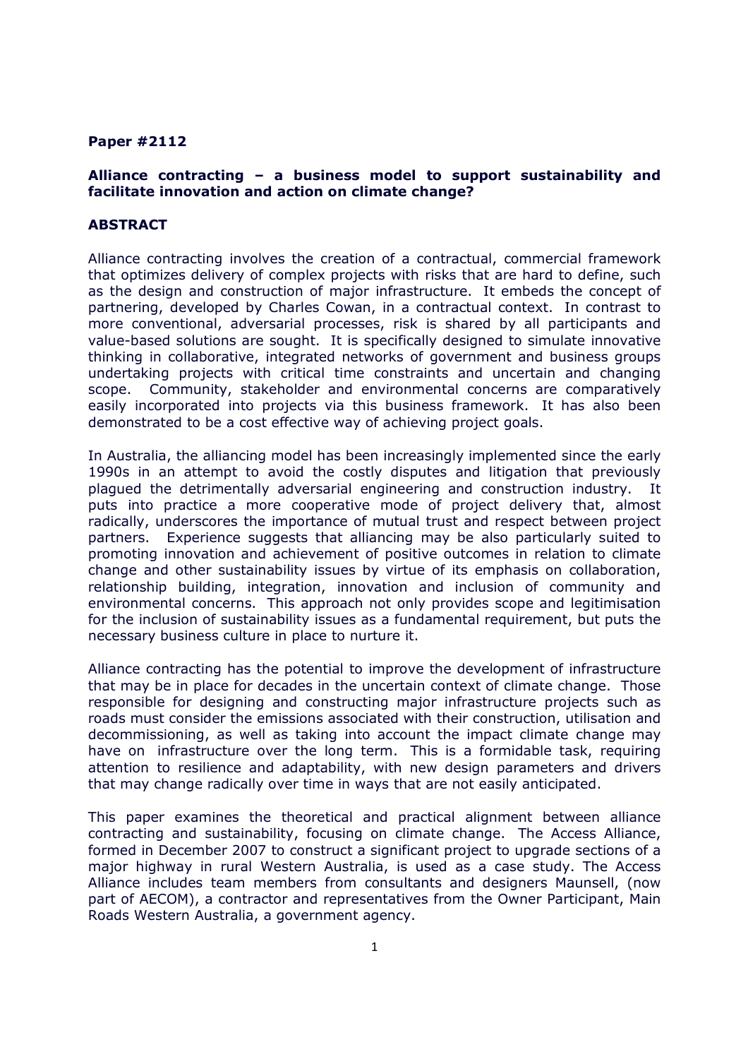**Paper #2112**

# Alliance contracting – a business model to support sustainability and facilitate innovation and action on climate change?

## ABSTRACT

Alliance contracting involves the creation of a contractual, commercial framework that optimizes delivery of complex projects with risks that are hard to define, such as the design and construction of major infrastructure. It embeds the concept of partnering, developed by Charles Cowan, in a contractual context. In contrast to more conventional, adversarial processes, risk is shared by all participants and value-based solutions are sought. It is specifically designed to simulate innovative thinking in collaborative, integrated networks of government and business groups undertaking projects with critical time constraints and uncertain and changing scope. Community, stakeholder and environmental concerns are comparatively easily incorporated into projects via this business framework. It has also been demonstrated to be a cost effective way of achieving project goals.

In Australia, the alliancing model has been increasingly implemented since the early 1990s in an attempt to avoid the costly disputes and litigation that previously plagued the detrimentally adversarial engineering and construction industry. It puts into practice a more cooperative mode of project delivery that, almost radically, underscores the importance of mutual trust and respect between project partners. Experience suggests that alliancing may be also particularly suited to promoting innovation and achievement of positive outcomes in relation to climate change and other sustainability issues by virtue of its emphasis on collaboration, relationship building, integration, innovation and inclusion of community and environmental concerns. This approach not only provides scope and legitimisation for the inclusion of sustainability issues as a fundamental requirement, but puts the necessary business culture in place to nurture it.

Alliance contracting has the potential to improve the development of infrastructure that may be in place for decades in the uncertain context of climate change. Those responsible for designing and constructing major infrastructure projects such as roads must consider the emissions associated with their construction, utilisation and decommissioning, as well as taking into account the impact climate change may have on infrastructure over the long term. This is a formidable task, requiring attention to resilience and adaptability, with new design parameters and drivers that may change radically over time in ways that are not easily anticipated.

This paper examines the theoretical and practical alignment between alliance contracting and sustainability, focusing on climate change. The Access Alliance, formed in December 2007 to construct a significant project to upgrade sections of a major highway in rural Western Australia, is used as a case study. The Access Alliance includes team members from consultants and designers Maunsell, (now part of AECOM), a contractor and representatives from the Owner Participant, Main Roads Western Australia, a government agency.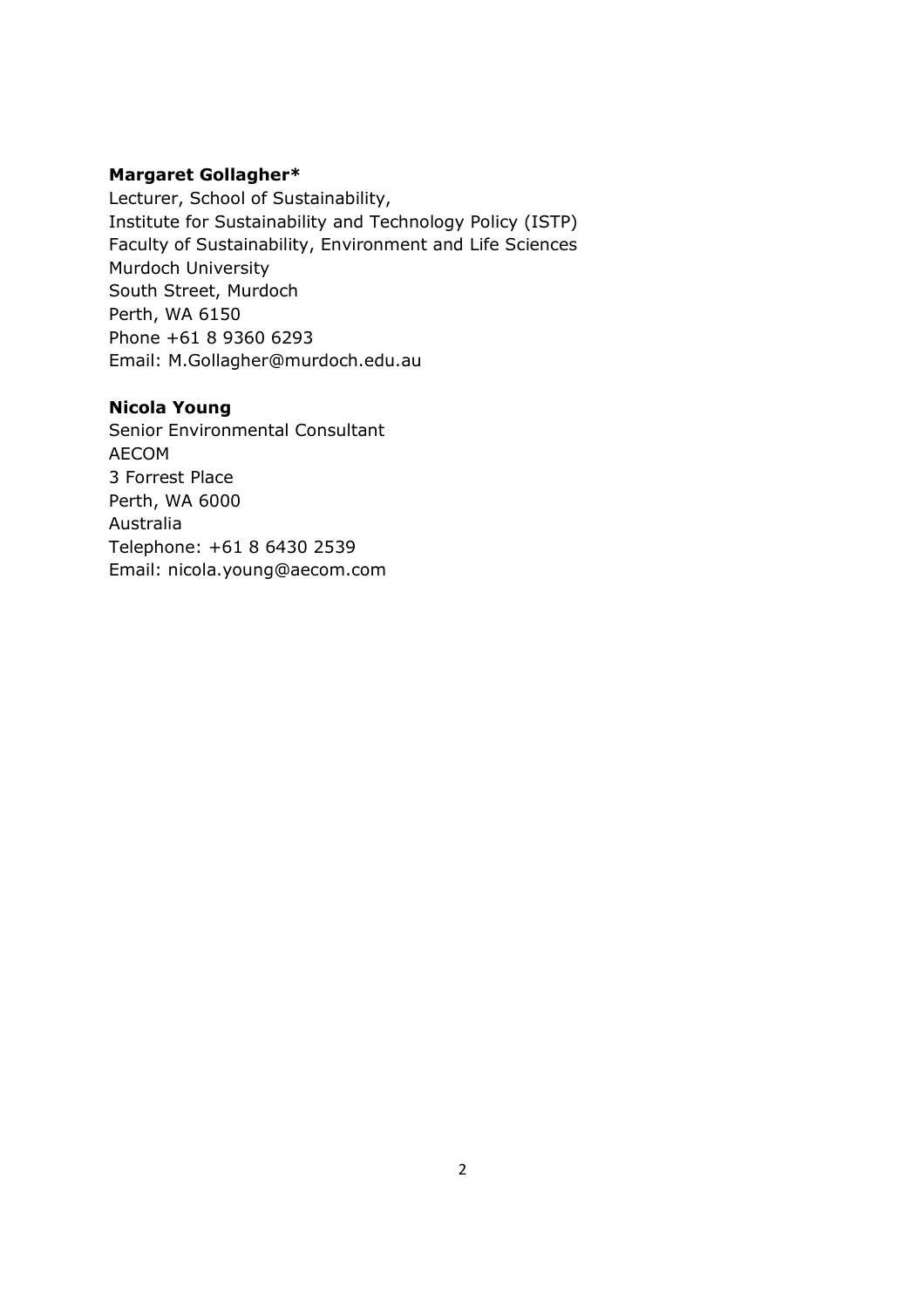**Margaret Gollagher***
Lecturer, School of Sustainability,
Institute for Sustainability and Technology Policy (ISTP)
Faculty of Sustainability, Environment and Life Sciences
Murdoch University
South Street, Murdoch
Perth, WA 6150
Phone +61 8 9360 6293
Email: M.Gollagher@murdoch.edu.au

**Nicola Young**
Senior Environmental Consultant
AECOM
3 Forrest Place
Perth, WA 6000
Australia
Telephone: +61 8 6430 2539
Email: nicola.young@aecom.com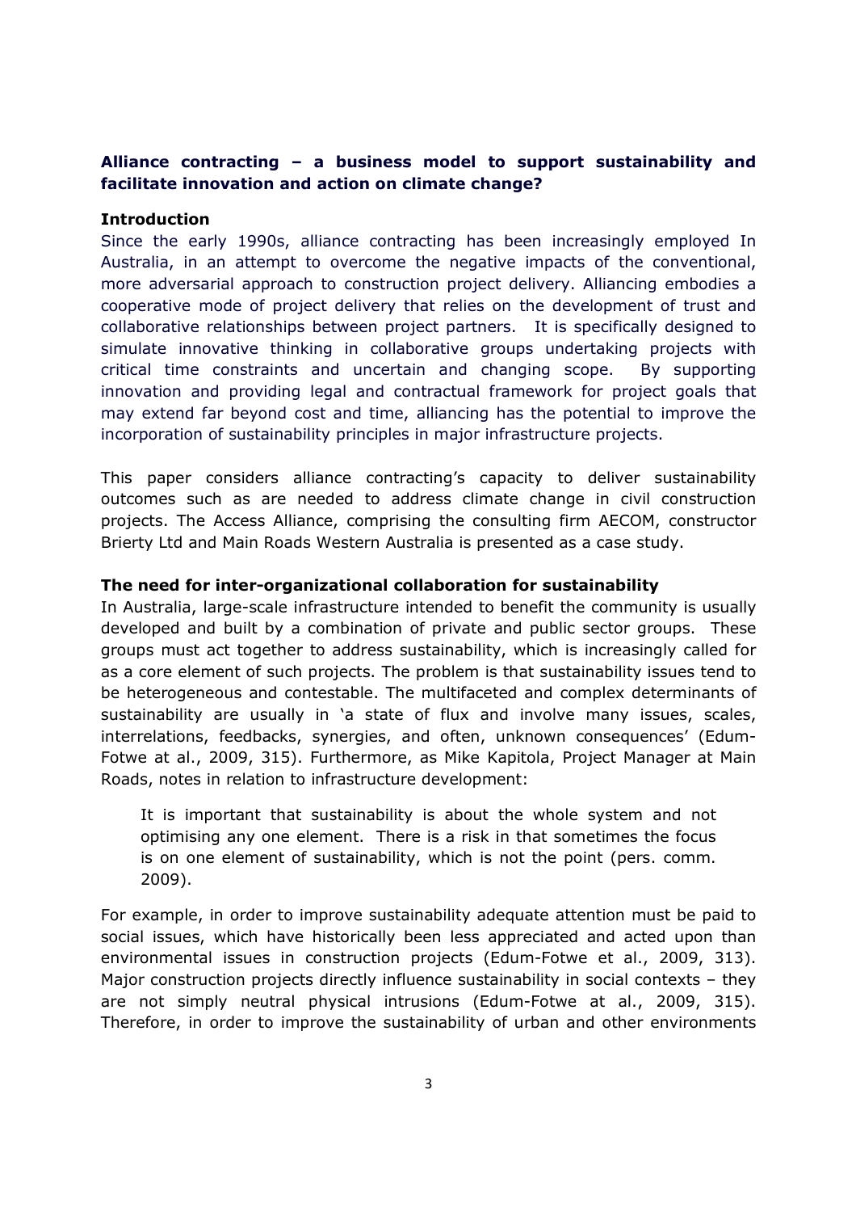**Alliance contracting – a business model to support sustainability and facilitate innovation and action on climate change?**

**Introduction**

Since the early 1990s, alliance contracting has been increasingly employed In Australia, in an attempt to overcome the negative impacts of the conventional, more adversarial approach to construction project delivery. Alliancing embodies a cooperative mode of project delivery that relies on the development of trust and collaborative relationships between project partners. It is specifically designed to simulate innovative thinking in collaborative groups undertaking projects with critical time constraints and uncertain and changing scope. By supporting innovation and providing legal and contractual framework for project goals that may extend far beyond cost and time, alliancing has the potential to improve the incorporation of sustainability principles in major infrastructure projects.

This paper considers alliance contracting's capacity to deliver sustainability outcomes such as are needed to address climate change in civil construction projects. The Access Alliance, comprising the consulting firm AECOM, constructor Brierty Ltd and Main Roads Western Australia is presented as a case study.

**The need for inter-organizational collaboration for sustainability**

In Australia, large-scale infrastructure intended to benefit the community is usually developed and built by a combination of private and public sector groups. These groups must act together to address sustainability, which is increasingly called for as a core element of such projects. The problem is that sustainability issues tend to be heterogeneous and contestable. The multifaceted and complex determinants of sustainability are usually in 'a state of flux and involve many issues, scales, interrelations, feedbacks, synergies, and often, unknown consequences' (Edum-Fotwe at al., 2009, 315). Furthermore, as Mike Kapitola, Project Manager at Main Roads, notes in relation to infrastructure development:

> It is important that sustainability is about the whole system and not optimising any one element. There is a risk in that sometimes the focus is on one element of sustainability, which is not the point (pers. comm. 2009).

For example, in order to improve sustainability adequate attention must be paid to social issues, which have historically been less appreciated and acted upon than environmental issues in construction projects (Edum-Fotwe et al., 2009, 313). Major construction projects directly influence sustainability in social contexts – they are not simply neutral physical intrusions (Edum-Fotwe at al., 2009, 315). Therefore, in order to improve the sustainability of urban and other environments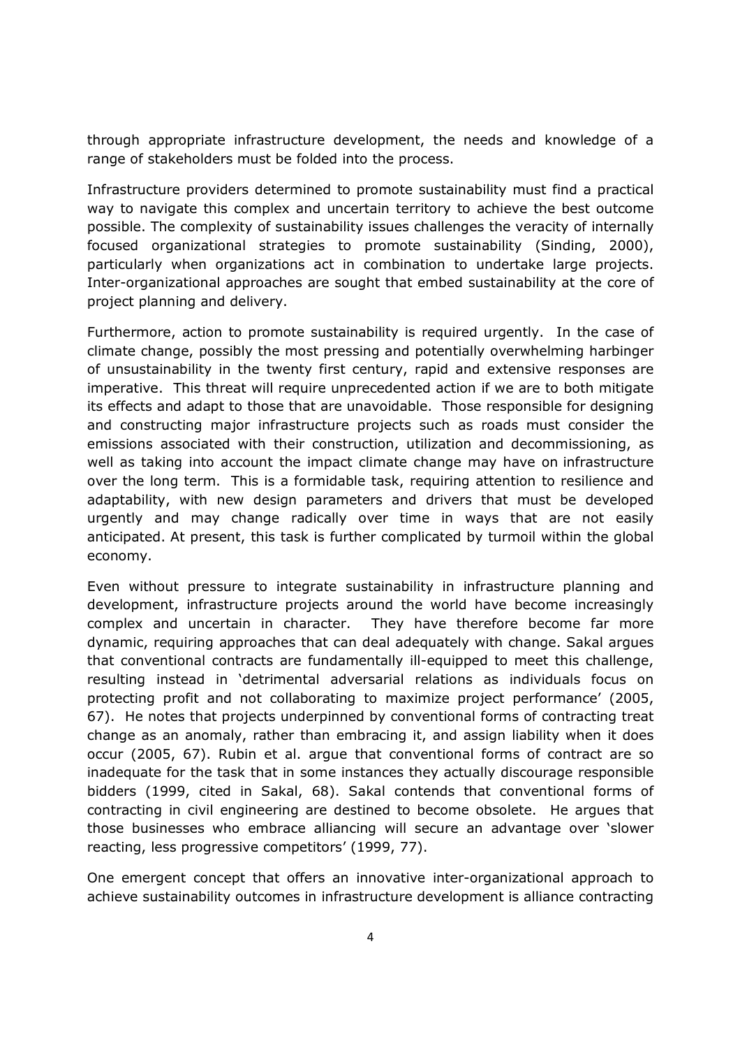through appropriate infrastructure development, the needs and knowledge of a range of stakeholders must be folded into the process.

Infrastructure providers determined to promote sustainability must find a practical way to navigate this complex and uncertain territory to achieve the best outcome possible. The complexity of sustainability issues challenges the veracity of internally focused organizational strategies to promote sustainability (Sinding, 2000), particularly when organizations act in combination to undertake large projects. Inter-organizational approaches are sought that embed sustainability at the core of project planning and delivery.

Furthermore, action to promote sustainability is required urgently. In the case of climate change, possibly the most pressing and potentially overwhelming harbinger of unsustainability in the twenty first century, rapid and extensive responses are imperative. This threat will require unprecedented action if we are to both mitigate its effects and adapt to those that are unavoidable. Those responsible for designing and constructing major infrastructure projects such as roads must consider the emissions associated with their construction, utilization and decommissioning, as well as taking into account the impact climate change may have on infrastructure over the long term. This is a formidable task, requiring attention to resilience and adaptability, with new design parameters and drivers that must be developed urgently and may change radically over time in ways that are not easily anticipated. At present, this task is further complicated by turmoil within the global economy.

Even without pressure to integrate sustainability in infrastructure planning and development, infrastructure projects around the world have become increasingly complex and uncertain in character. They have therefore become far more dynamic, requiring approaches that can deal adequately with change. Sakal argues that conventional contracts are fundamentally ill-equipped to meet this challenge, resulting instead in 'detrimental adversarial relations as individuals focus on protecting profit and not collaborating to maximize project performance' (2005, 67). He notes that projects underpinned by conventional forms of contracting treat change as an anomaly, rather than embracing it, and assign liability when it does occur (2005, 67). Rubin et al. argue that conventional forms of contract are so inadequate for the task that in some instances they actually discourage responsible bidders (1999, cited in Sakal, 68). Sakal contends that conventional forms of contracting in civil engineering are destined to become obsolete. He argues that those businesses who embrace alliancing will secure an advantage over 'slower reacting, less progressive competitors' (1999, 77).

One emergent concept that offers an innovative inter-organizational approach to achieve sustainability outcomes in infrastructure development is alliance contracting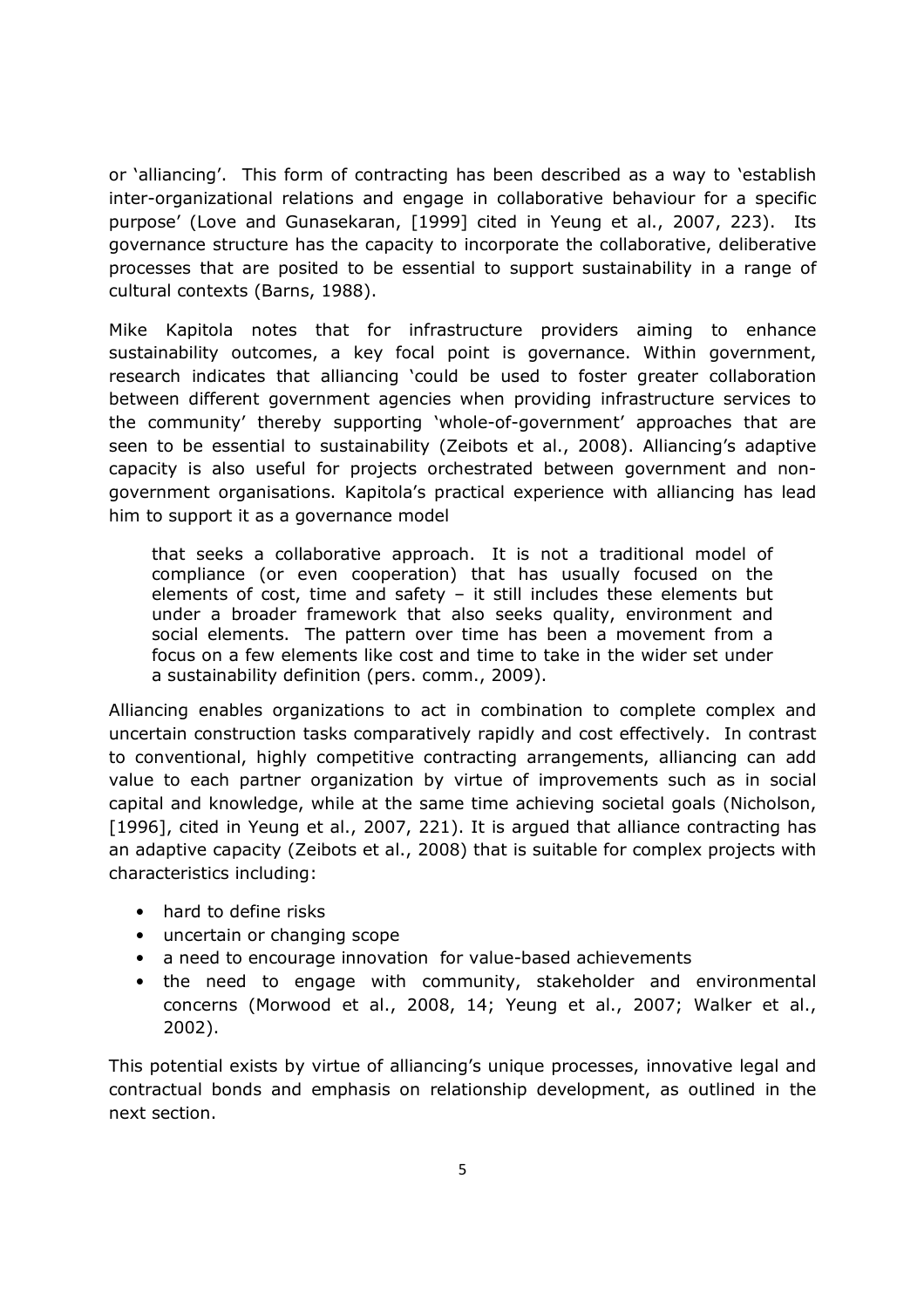or 'alliancing'. This form of contracting has been described as a way to 'establish inter-organizational relations and engage in collaborative behaviour for a specific purpose' (Love and Gunasekaran, [1999] cited in Yeung et al., 2007, 223). Its governance structure has the capacity to incorporate the collaborative, deliberative processes that are posited to be essential to support sustainability in a range of cultural contexts (Barns, 1988).

Mike Kapitola notes that for infrastructure providers aiming to enhance sustainability outcomes, a key focal point is governance. Within government, research indicates that alliancing 'could be used to foster greater collaboration between different government agencies when providing infrastructure services to the community' thereby supporting 'whole-of-government' approaches that are seen to be essential to sustainability (Zeibots et al., 2008). Alliancing's adaptive capacity is also useful for projects orchestrated between government and non-government organisations. Kapitola's practical experience with alliancing has lead him to support it as a governance model

> that seeks a collaborative approach. It is not a traditional model of compliance (or even cooperation) that has usually focused on the elements of cost, time and safety – it still includes these elements but under a broader framework that also seeks quality, environment and social elements. The pattern over time has been a movement from a focus on a few elements like cost and time to take in the wider set under a sustainability definition (pers. comm., 2009).

Alliancing enables organizations to act in combination to complete complex and uncertain construction tasks comparatively rapidly and cost effectively. In contrast to conventional, highly competitive contracting arrangements, alliancing can add value to each partner organization by virtue of improvements such as in social capital and knowledge, while at the same time achieving societal goals (Nicholson, [1996], cited in Yeung et al., 2007, 221). It is argued that alliance contracting has an adaptive capacity (Zeibots et al., 2008) that is suitable for complex projects with characteristics including:

- hard to define risks
- uncertain or changing scope
- a need to encourage innovation for value-based achievements
- the need to engage with community, stakeholder and environmental concerns (Morwood et al., 2008, 14; Yeung et al., 2007; Walker et al., 2002).

This potential exists by virtue of alliancing's unique processes, innovative legal and contractual bonds and emphasis on relationship development, as outlined in the next section.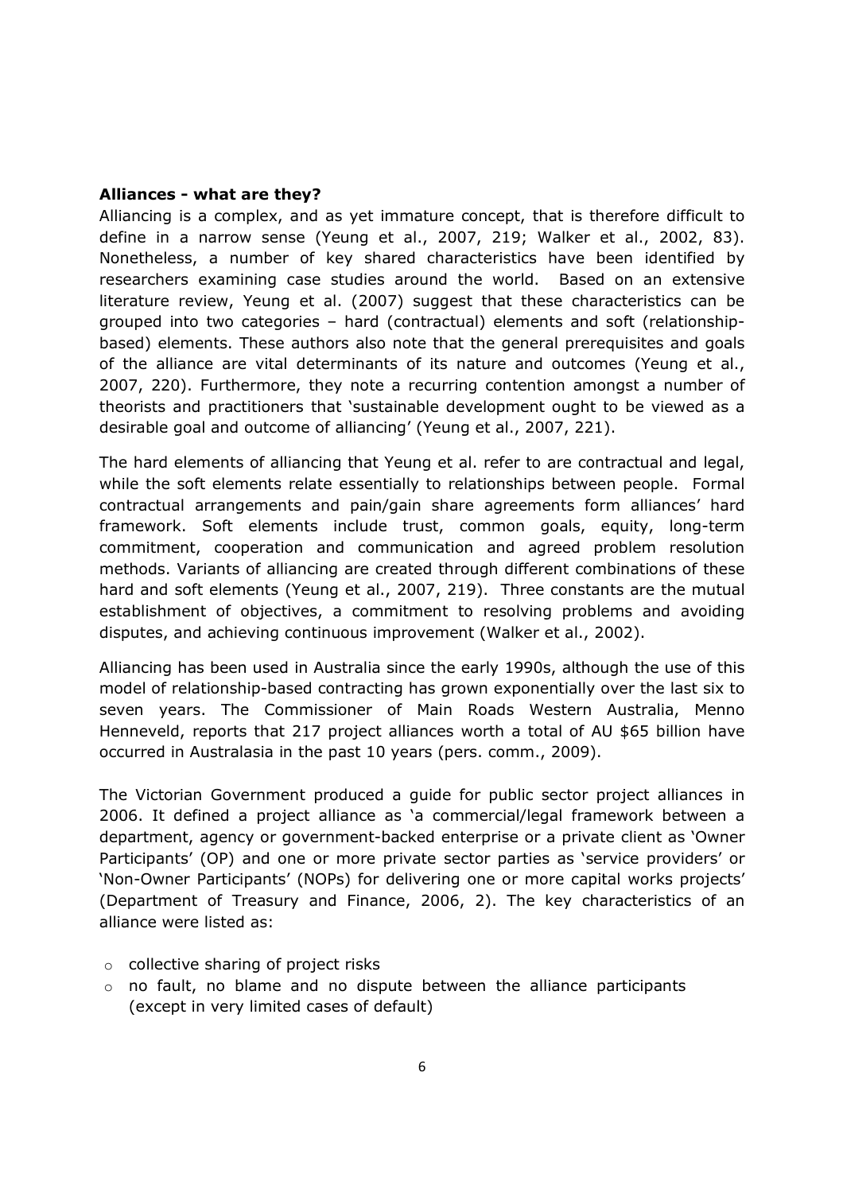**Alliances - what are they?**

Alliancing is a complex, and as yet immature concept, that is therefore difficult to define in a narrow sense (Yeung et al., 2007, 219; Walker et al., 2002, 83). Nonetheless, a number of key shared characteristics have been identified by researchers examining case studies around the world. Based on an extensive literature review, Yeung et al. (2007) suggest that these characteristics can be grouped into two categories – hard (contractual) elements and soft (relationship-based) elements. These authors also note that the general prerequisites and goals of the alliance are vital determinants of its nature and outcomes (Yeung et al., 2007, 220). Furthermore, they note a recurring contention amongst a number of theorists and practitioners that 'sustainable development ought to be viewed as a desirable goal and outcome of alliancing' (Yeung et al., 2007, 221).

The hard elements of alliancing that Yeung et al. refer to are contractual and legal, while the soft elements relate essentially to relationships between people. Formal contractual arrangements and pain/gain share agreements form alliances' hard framework. Soft elements include trust, common goals, equity, long-term commitment, cooperation and communication and agreed problem resolution methods. Variants of alliancing are created through different combinations of these hard and soft elements (Yeung et al., 2007, 219). Three constants are the mutual establishment of objectives, a commitment to resolving problems and avoiding disputes, and achieving continuous improvement (Walker et al., 2002).

Alliancing has been used in Australia since the early 1990s, although the use of this model of relationship-based contracting has grown exponentially over the last six to seven years. The Commissioner of Main Roads Western Australia, Menno Henneveld, reports that 217 project alliances worth a total of AU $65 billion have occurred in Australasia in the past 10 years (pers. comm., 2009).

The Victorian Government produced a guide for public sector project alliances in 2006. It defined a project alliance as 'a commercial/legal framework between a department, agency or government-backed enterprise or a private client as 'Owner Participants' (OP) and one or more private sector parties as 'service providers' or 'Non-Owner Participants' (NOPs) for delivering one or more capital works projects' (Department of Treasury and Finance, 2006, 2). The key characteristics of an alliance were listed as:

- collective sharing of project risks
- no fault, no blame and no dispute between the alliance participants (except in very limited cases of default)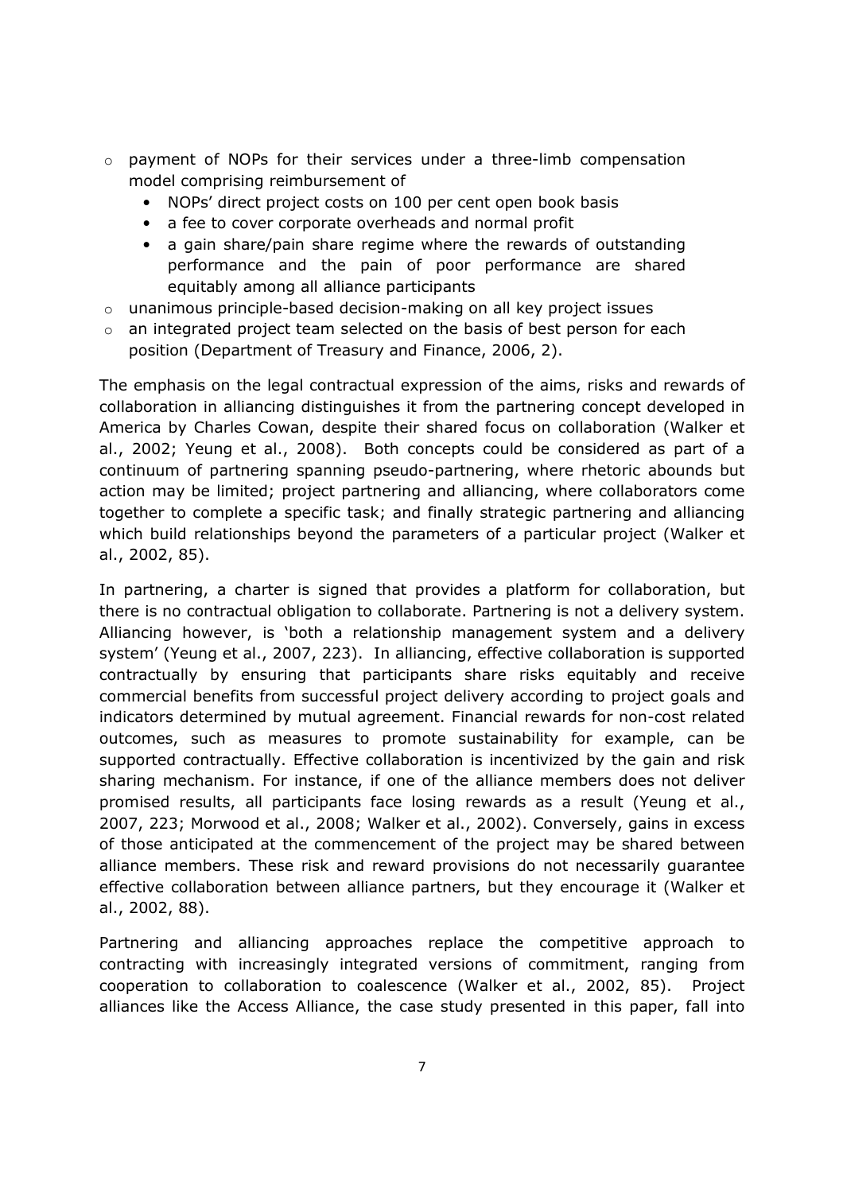- payment of NOPs for their services under a three-limb compensation model comprising reimbursement of
  - NOPs' direct project costs on 100 per cent open book basis
  - a fee to cover corporate overheads and normal profit
  - a gain share/pain share regime where the rewards of outstanding performance and the pain of poor performance are shared equitably among all alliance participants
- unanimous principle-based decision-making on all key project issues
- an integrated project team selected on the basis of best person for each position (Department of Treasury and Finance, 2006, 2).

The emphasis on the legal contractual expression of the aims, risks and rewards of collaboration in alliancing distinguishes it from the partnering concept developed in America by Charles Cowan, despite their shared focus on collaboration (Walker et al., 2002; Yeung et al., 2008). Both concepts could be considered as part of a continuum of partnering spanning pseudo-partnering, where rhetoric abounds but action may be limited; project partnering and alliancing, where collaborators come together to complete a specific task; and finally strategic partnering and alliancing which build relationships beyond the parameters of a particular project (Walker et al., 2002, 85).

In partnering, a charter is signed that provides a platform for collaboration, but there is no contractual obligation to collaborate. Partnering is not a delivery system. Alliancing however, is 'both a relationship management system and a delivery system' (Yeung et al., 2007, 223). In alliancing, effective collaboration is supported contractually by ensuring that participants share risks equitably and receive commercial benefits from successful project delivery according to project goals and indicators determined by mutual agreement. Financial rewards for non-cost related outcomes, such as measures to promote sustainability for example, can be supported contractually. Effective collaboration is incentivized by the gain and risk sharing mechanism. For instance, if one of the alliance members does not deliver promised results, all participants face losing rewards as a result (Yeung et al., 2007, 223; Morwood et al., 2008; Walker et al., 2002). Conversely, gains in excess of those anticipated at the commencement of the project may be shared between alliance members. These risk and reward provisions do not necessarily guarantee effective collaboration between alliance partners, but they encourage it (Walker et al., 2002, 88).

Partnering and alliancing approaches replace the competitive approach to contracting with increasingly integrated versions of commitment, ranging from cooperation to collaboration to coalescence (Walker et al., 2002, 85). Project alliances like the Access Alliance, the case study presented in this paper, fall into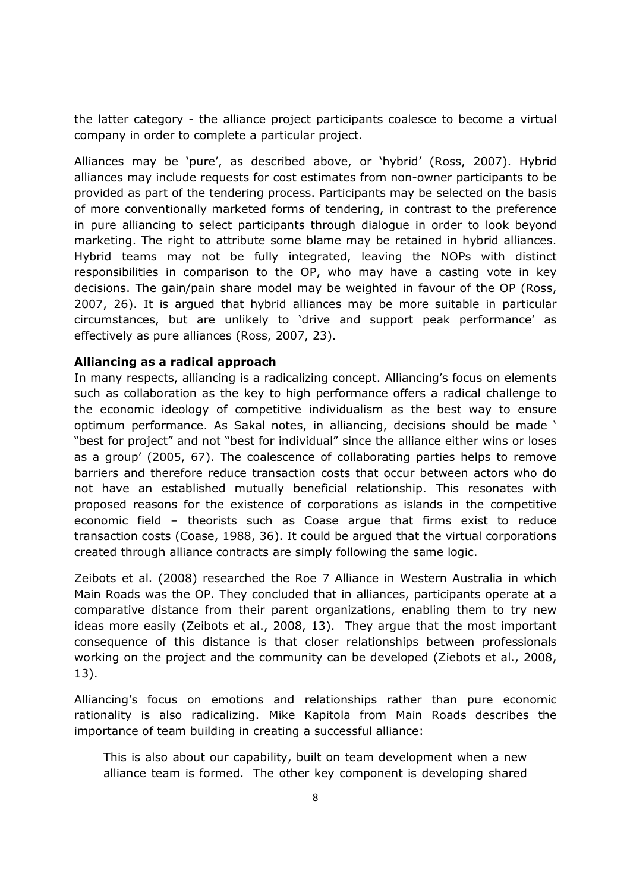the latter category - the alliance project participants coalesce to become a virtual company in order to complete a particular project.

Alliances may be 'pure', as described above, or 'hybrid' (Ross, 2007). Hybrid alliances may include requests for cost estimates from non-owner participants to be provided as part of the tendering process. Participants may be selected on the basis of more conventionally marketed forms of tendering, in contrast to the preference in pure alliancing to select participants through dialogue in order to look beyond marketing. The right to attribute some blame may be retained in hybrid alliances. Hybrid teams may not be fully integrated, leaving the NOPs with distinct responsibilities in comparison to the OP, who may have a casting vote in key decisions. The gain/pain share model may be weighted in favour of the OP (Ross, 2007, 26). It is argued that hybrid alliances may be more suitable in particular circumstances, but are unlikely to 'drive and support peak performance' as effectively as pure alliances (Ross, 2007, 23).

**Alliancing as a radical approach**

In many respects, alliancing is a radicalizing concept. Alliancing's focus on elements such as collaboration as the key to high performance offers a radical challenge to the economic ideology of competitive individualism as the best way to ensure optimum performance. As Sakal notes, in alliancing, decisions should be made ' "best for project" and not "best for individual" since the alliance either wins or loses as a group' (2005, 67). The coalescence of collaborating parties helps to remove barriers and therefore reduce transaction costs that occur between actors who do not have an established mutually beneficial relationship. This resonates with proposed reasons for the existence of corporations as islands in the competitive economic field – theorists such as Coase argue that firms exist to reduce transaction costs (Coase, 1988, 36). It could be argued that the virtual corporations created through alliance contracts are simply following the same logic.

Zeibots et al. (2008) researched the Roe 7 Alliance in Western Australia in which Main Roads was the OP. They concluded that in alliances, participants operate at a comparative distance from their parent organizations, enabling them to try new ideas more easily (Zeibots et al., 2008, 13). They argue that the most important consequence of this distance is that closer relationships between professionals working on the project and the community can be developed (Ziebots et al., 2008, 13).

Alliancing's focus on emotions and relationships rather than pure economic rationality is also radicalizing. Mike Kapitola from Main Roads describes the importance of team building in creating a successful alliance:

> This is also about our capability, built on team development when a new alliance team is formed. The other key component is developing shared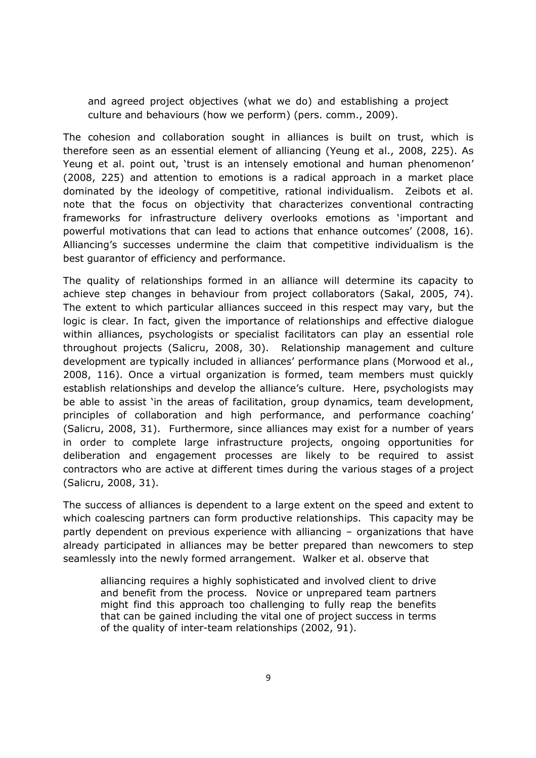> and agreed project objectives (what we do) and establishing a project culture and behaviours (how we perform) (pers. comm., 2009).

The cohesion and collaboration sought in alliances is built on trust, which is therefore seen as an essential element of alliancing (Yeung et al., 2008, 225). As Yeung et al. point out, 'trust is an intensely emotional and human phenomenon' (2008, 225) and attention to emotions is a radical approach in a market place dominated by the ideology of competitive, rational individualism. Zeibots et al. note that the focus on objectivity that characterizes conventional contracting frameworks for infrastructure delivery overlooks emotions as 'important and powerful motivations that can lead to actions that enhance outcomes' (2008, 16). Alliancing's successes undermine the claim that competitive individualism is the best guarantor of efficiency and performance.

The quality of relationships formed in an alliance will determine its capacity to achieve step changes in behaviour from project collaborators (Sakal, 2005, 74). The extent to which particular alliances succeed in this respect may vary, but the logic is clear. In fact, given the importance of relationships and effective dialogue within alliances, psychologists or specialist facilitators can play an essential role throughout projects (Salicru, 2008, 30). Relationship management and culture development are typically included in alliances' performance plans (Morwood et al., 2008, 116). Once a virtual organization is formed, team members must quickly establish relationships and develop the alliance's culture. Here, psychologists may be able to assist 'in the areas of facilitation, group dynamics, team development, principles of collaboration and high performance, and performance coaching' (Salicru, 2008, 31). Furthermore, since alliances may exist for a number of years in order to complete large infrastructure projects, ongoing opportunities for deliberation and engagement processes are likely to be required to assist contractors who are active at different times during the various stages of a project (Salicru, 2008, 31).

The success of alliances is dependent to a large extent on the speed and extent to which coalescing partners can form productive relationships. This capacity may be partly dependent on previous experience with alliancing – organizations that have already participated in alliances may be better prepared than newcomers to step seamlessly into the newly formed arrangement. Walker et al. observe that

> alliancing requires a highly sophisticated and involved client to drive and benefit from the process. Novice or unprepared team partners might find this approach too challenging to fully reap the benefits that can be gained including the vital one of project success in terms of the quality of inter-team relationships (2002, 91).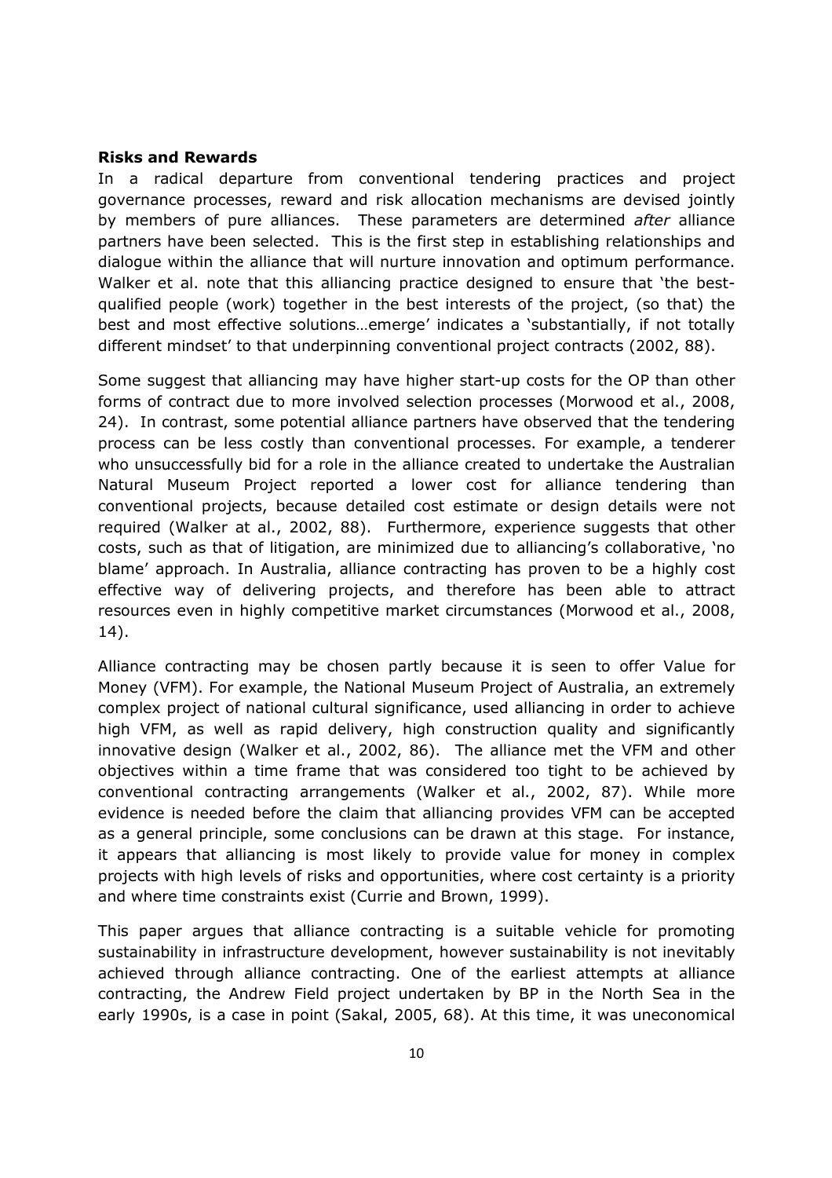**Risks and Rewards**

In a radical departure from conventional tendering practices and project governance processes, reward and risk allocation mechanisms are devised jointly by members of pure alliances. These parameters are determined *after* alliance partners have been selected. This is the first step in establishing relationships and dialogue within the alliance that will nurture innovation and optimum performance. Walker et al. note that this alliancing practice designed to ensure that 'the best-qualified people (work) together in the best interests of the project, (so that) the best and most effective solutions…emerge' indicates a 'substantially, if not totally different mindset' to that underpinning conventional project contracts (2002, 88).

Some suggest that alliancing may have higher start-up costs for the OP than other forms of contract due to more involved selection processes (Morwood et al., 2008, 24). In contrast, some potential alliance partners have observed that the tendering process can be less costly than conventional processes. For example, a tenderer who unsuccessfully bid for a role in the alliance created to undertake the Australian Natural Museum Project reported a lower cost for alliance tendering than conventional projects, because detailed cost estimate or design details were not required (Walker at al., 2002, 88). Furthermore, experience suggests that other costs, such as that of litigation, are minimized due to alliancing's collaborative, 'no blame' approach. In Australia, alliance contracting has proven to be a highly cost effective way of delivering projects, and therefore has been able to attract resources even in highly competitive market circumstances (Morwood et al., 2008, 14).

Alliance contracting may be chosen partly because it is seen to offer Value for Money (VFM). For example, the National Museum Project of Australia, an extremely complex project of national cultural significance, used alliancing in order to achieve high VFM, as well as rapid delivery, high construction quality and significantly innovative design (Walker et al., 2002, 86). The alliance met the VFM and other objectives within a time frame that was considered too tight to be achieved by conventional contracting arrangements (Walker et al., 2002, 87). While more evidence is needed before the claim that alliancing provides VFM can be accepted as a general principle, some conclusions can be drawn at this stage. For instance, it appears that alliancing is most likely to provide value for money in complex projects with high levels of risks and opportunities, where cost certainty is a priority and where time constraints exist (Currie and Brown, 1999).

This paper argues that alliance contracting is a suitable vehicle for promoting sustainability in infrastructure development, however sustainability is not inevitably achieved through alliance contracting. One of the earliest attempts at alliance contracting, the Andrew Field project undertaken by BP in the North Sea in the early 1990s, is a case in point (Sakal, 2005, 68). At this time, it was uneconomical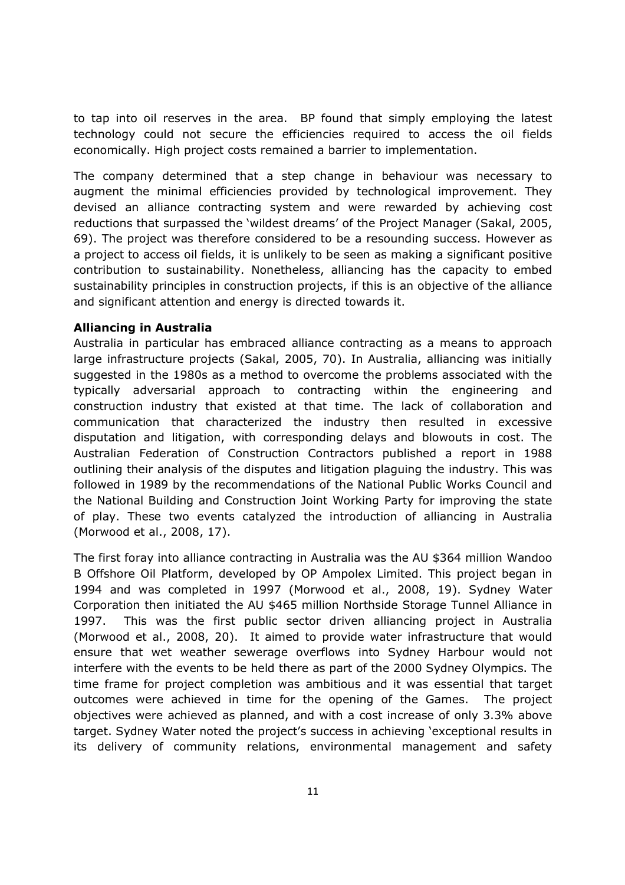to tap into oil reserves in the area. BP found that simply employing the latest technology could not secure the efficiencies required to access the oil fields economically. High project costs remained a barrier to implementation.

The company determined that a step change in behaviour was necessary to augment the minimal efficiencies provided by technological improvement. They devised an alliance contracting system and were rewarded by achieving cost reductions that surpassed the 'wildest dreams' of the Project Manager (Sakal, 2005, 69). The project was therefore considered to be a resounding success. However as a project to access oil fields, it is unlikely to be seen as making a significant positive contribution to sustainability. Nonetheless, alliancing has the capacity to embed sustainability principles in construction projects, if this is an objective of the alliance and significant attention and energy is directed towards it.

**Alliancing in Australia**

Australia in particular has embraced alliance contracting as a means to approach large infrastructure projects (Sakal, 2005, 70). In Australia, alliancing was initially suggested in the 1980s as a method to overcome the problems associated with the typically adversarial approach to contracting within the engineering and construction industry that existed at that time. The lack of collaboration and communication that characterized the industry then resulted in excessive disputation and litigation, with corresponding delays and blowouts in cost. The Australian Federation of Construction Contractors published a report in 1988 outlining their analysis of the disputes and litigation plaguing the industry. This was followed in 1989 by the recommendations of the National Public Works Council and the National Building and Construction Joint Working Party for improving the state of play. These two events catalyzed the introduction of alliancing in Australia (Morwood et al., 2008, 17).

The first foray into alliance contracting in Australia was the AU $364 million Wandoo B Offshore Oil Platform, developed by OP Ampolex Limited. This project began in 1994 and was completed in 1997 (Morwood et al., 2008, 19). Sydney Water Corporation then initiated the AU $465 million Northside Storage Tunnel Alliance in 1997. This was the first public sector driven alliancing project in Australia (Morwood et al., 2008, 20). It aimed to provide water infrastructure that would ensure that wet weather sewerage overflows into Sydney Harbour would not interfere with the events to be held there as part of the 2000 Sydney Olympics. The time frame for project completion was ambitious and it was essential that target outcomes were achieved in time for the opening of the Games. The project objectives were achieved as planned, and with a cost increase of only 3.3% above target. Sydney Water noted the project's success in achieving 'exceptional results in its delivery of community relations, environmental management and safety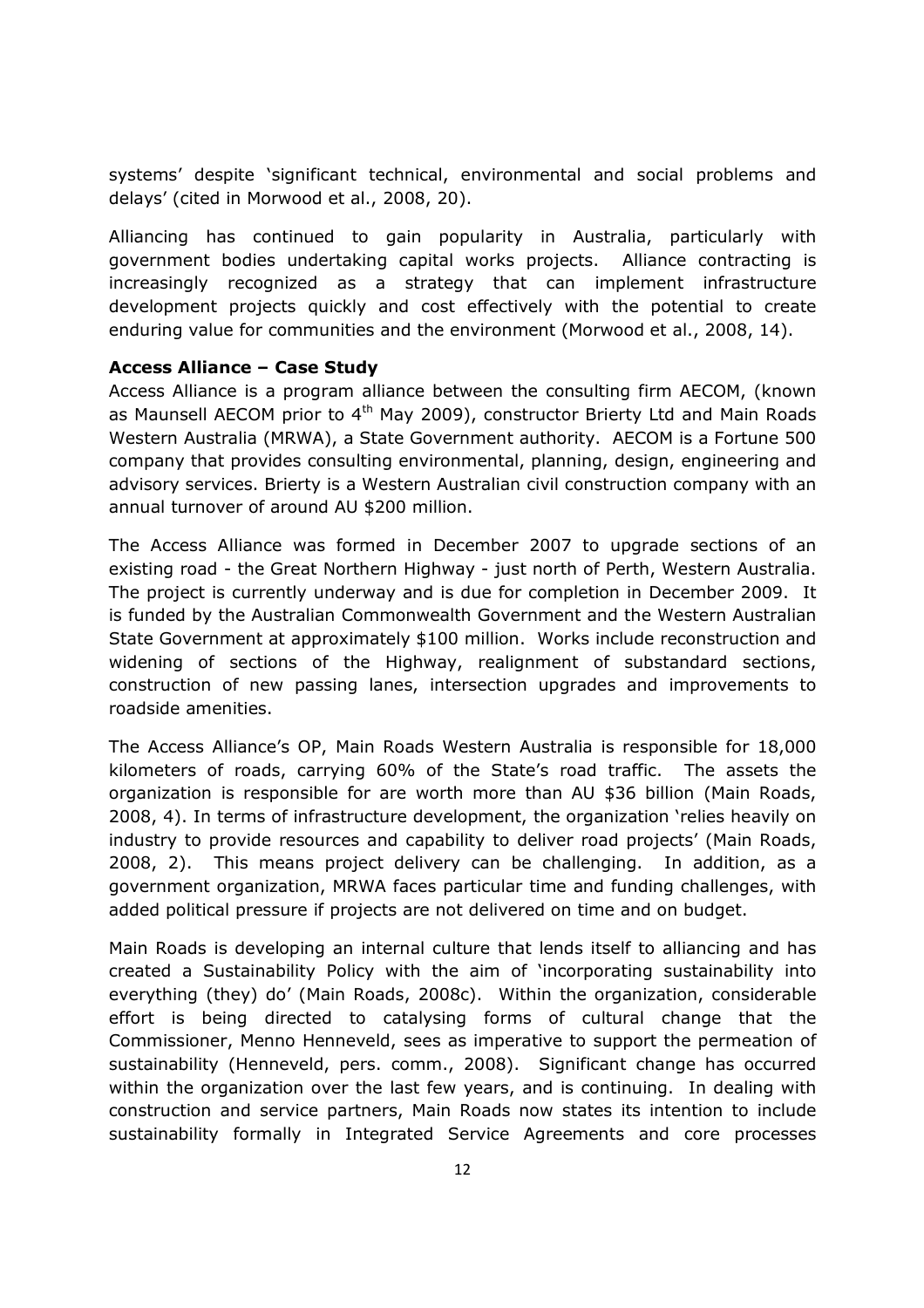systems' despite 'significant technical, environmental and social problems and delays' (cited in Morwood et al., 2008, 20).

Alliancing has continued to gain popularity in Australia, particularly with government bodies undertaking capital works projects. Alliance contracting is increasingly recognized as a strategy that can implement infrastructure development projects quickly and cost effectively with the potential to create enduring value for communities and the environment (Morwood et al., 2008, 14).

**Access Alliance – Case Study**

Access Alliance is a program alliance between the consulting firm AECOM, (known as Maunsell AECOM prior to 4th May 2009), constructor Brierty Ltd and Main Roads Western Australia (MRWA), a State Government authority. AECOM is a Fortune 500 company that provides consulting environmental, planning, design, engineering and advisory services. Brierty is a Western Australian civil construction company with an annual turnover of around AU $200 million.

The Access Alliance was formed in December 2007 to upgrade sections of an existing road - the Great Northern Highway - just north of Perth, Western Australia. The project is currently underway and is due for completion in December 2009. It is funded by the Australian Commonwealth Government and the Western Australian State Government at approximately $100 million. Works include reconstruction and widening of sections of the Highway, realignment of substandard sections, construction of new passing lanes, intersection upgrades and improvements to roadside amenities.

The Access Alliance's OP, Main Roads Western Australia is responsible for 18,000 kilometers of roads, carrying 60% of the State's road traffic. The assets the organization is responsible for are worth more than AU $36 billion (Main Roads, 2008, 4). In terms of infrastructure development, the organization 'relies heavily on industry to provide resources and capability to deliver road projects' (Main Roads, 2008, 2). This means project delivery can be challenging. In addition, as a government organization, MRWA faces particular time and funding challenges, with added political pressure if projects are not delivered on time and on budget.

Main Roads is developing an internal culture that lends itself to alliancing and has created a Sustainability Policy with the aim of 'incorporating sustainability into everything (they) do' (Main Roads, 2008c). Within the organization, considerable effort is being directed to catalysing forms of cultural change that the Commissioner, Menno Henneveld, sees as imperative to support the permeation of sustainability (Henneveld, pers. comm., 2008). Significant change has occurred within the organization over the last few years, and is continuing. In dealing with construction and service partners, Main Roads now states its intention to include sustainability formally in Integrated Service Agreements and core processes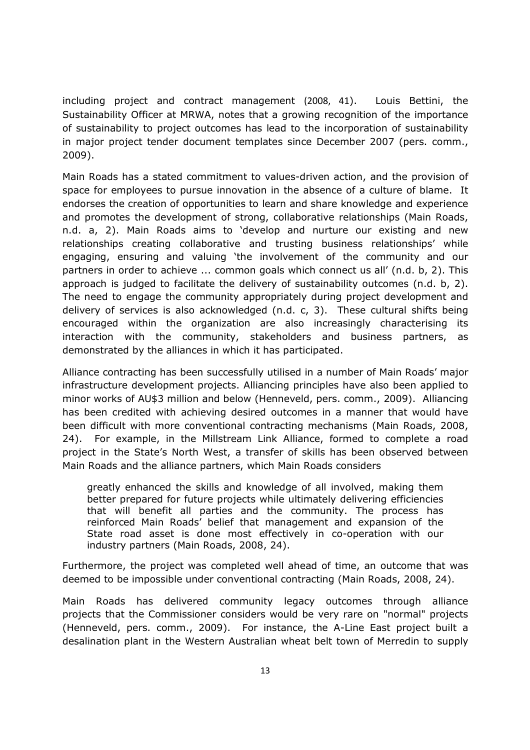including project and contract management (2008, 41). Louis Bettini, the Sustainability Officer at MRWA, notes that a growing recognition of the importance of sustainability to project outcomes has lead to the incorporation of sustainability in major project tender document templates since December 2007 (pers. comm., 2009).

Main Roads has a stated commitment to values-driven action, and the provision of space for employees to pursue innovation in the absence of a culture of blame. It endorses the creation of opportunities to learn and share knowledge and experience and promotes the development of strong, collaborative relationships (Main Roads, n.d. a, 2). Main Roads aims to 'develop and nurture our existing and new relationships creating collaborative and trusting business relationships' while engaging, ensuring and valuing 'the involvement of the community and our partners in order to achieve ... common goals which connect us all' (n.d. b, 2). This approach is judged to facilitate the delivery of sustainability outcomes (n.d. b, 2). The need to engage the community appropriately during project development and delivery of services is also acknowledged (n.d. c, 3). These cultural shifts being encouraged within the organization are also increasingly characterising its interaction with the community, stakeholders and business partners, as demonstrated by the alliances in which it has participated.

Alliance contracting has been successfully utilised in a number of Main Roads' major infrastructure development projects. Alliancing principles have also been applied to minor works of AU$3 million and below (Henneveld, pers. comm., 2009). Alliancing has been credited with achieving desired outcomes in a manner that would have been difficult with more conventional contracting mechanisms (Main Roads, 2008, 24). For example, in the Millstream Link Alliance, formed to complete a road project in the State's North West, a transfer of skills has been observed between Main Roads and the alliance partners, which Main Roads considers

> greatly enhanced the skills and knowledge of all involved, making them better prepared for future projects while ultimately delivering efficiencies that will benefit all parties and the community. The process has reinforced Main Roads' belief that management and expansion of the State road asset is done most effectively in co-operation with our industry partners (Main Roads, 2008, 24).

Furthermore, the project was completed well ahead of time, an outcome that was deemed to be impossible under conventional contracting (Main Roads, 2008, 24).

Main Roads has delivered community legacy outcomes through alliance projects that the Commissioner considers would be very rare on "normal" projects (Henneveld, pers. comm., 2009). For instance, the A-Line East project built a desalination plant in the Western Australian wheat belt town of Merredin to supply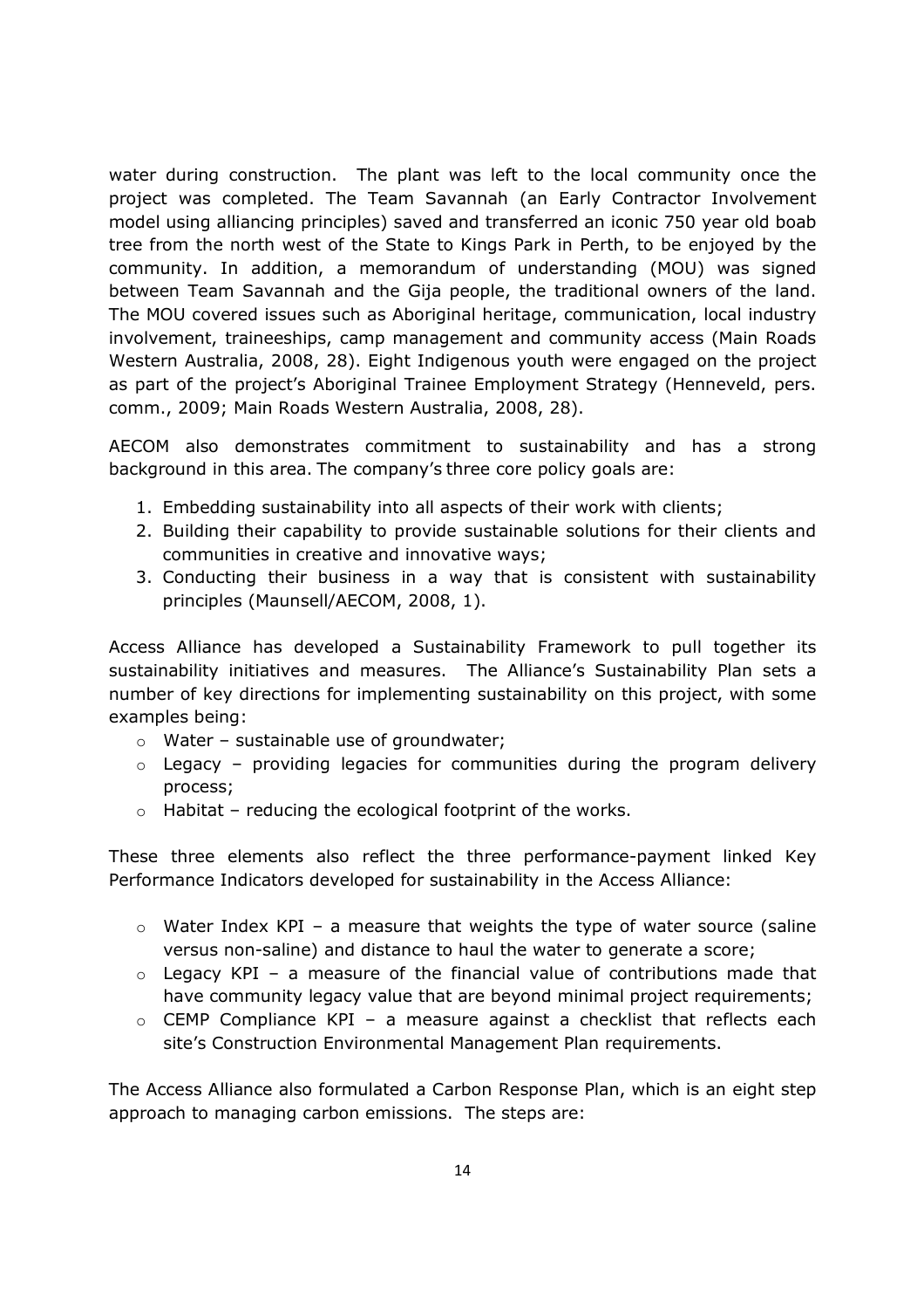water during construction. The plant was left to the local community once the project was completed. The Team Savannah (an Early Contractor Involvement model using alliancing principles) saved and transferred an iconic 750 year old boab tree from the north west of the State to Kings Park in Perth, to be enjoyed by the community. In addition, a memorandum of understanding (MOU) was signed between Team Savannah and the Gija people, the traditional owners of the land. The MOU covered issues such as Aboriginal heritage, communication, local industry involvement, traineeships, camp management and community access (Main Roads Western Australia, 2008, 28). Eight Indigenous youth were engaged on the project as part of the project's Aboriginal Trainee Employment Strategy (Henneveld, pers. comm., 2009; Main Roads Western Australia, 2008, 28).

AECOM also demonstrates commitment to sustainability and has a strong background in this area. The company's three core policy goals are:

1. Embedding sustainability into all aspects of their work with clients;
2. Building their capability to provide sustainable solutions for their clients and communities in creative and innovative ways;
3. Conducting their business in a way that is consistent with sustainability principles (Maunsell/AECOM, 2008, 1).

Access Alliance has developed a Sustainability Framework to pull together its sustainability initiatives and measures. The Alliance's Sustainability Plan sets a number of key directions for implementing sustainability on this project, with some examples being:

- Water – sustainable use of groundwater;
- Legacy – providing legacies for communities during the program delivery process;
- Habitat – reducing the ecological footprint of the works.

These three elements also reflect the three performance-payment linked Key Performance Indicators developed for sustainability in the Access Alliance:

- Water Index KPI – a measure that weights the type of water source (saline versus non-saline) and distance to haul the water to generate a score;
- Legacy KPI – a measure of the financial value of contributions made that have community legacy value that are beyond minimal project requirements;
- CEMP Compliance KPI – a measure against a checklist that reflects each site's Construction Environmental Management Plan requirements.

The Access Alliance also formulated a Carbon Response Plan, which is an eight step approach to managing carbon emissions. The steps are: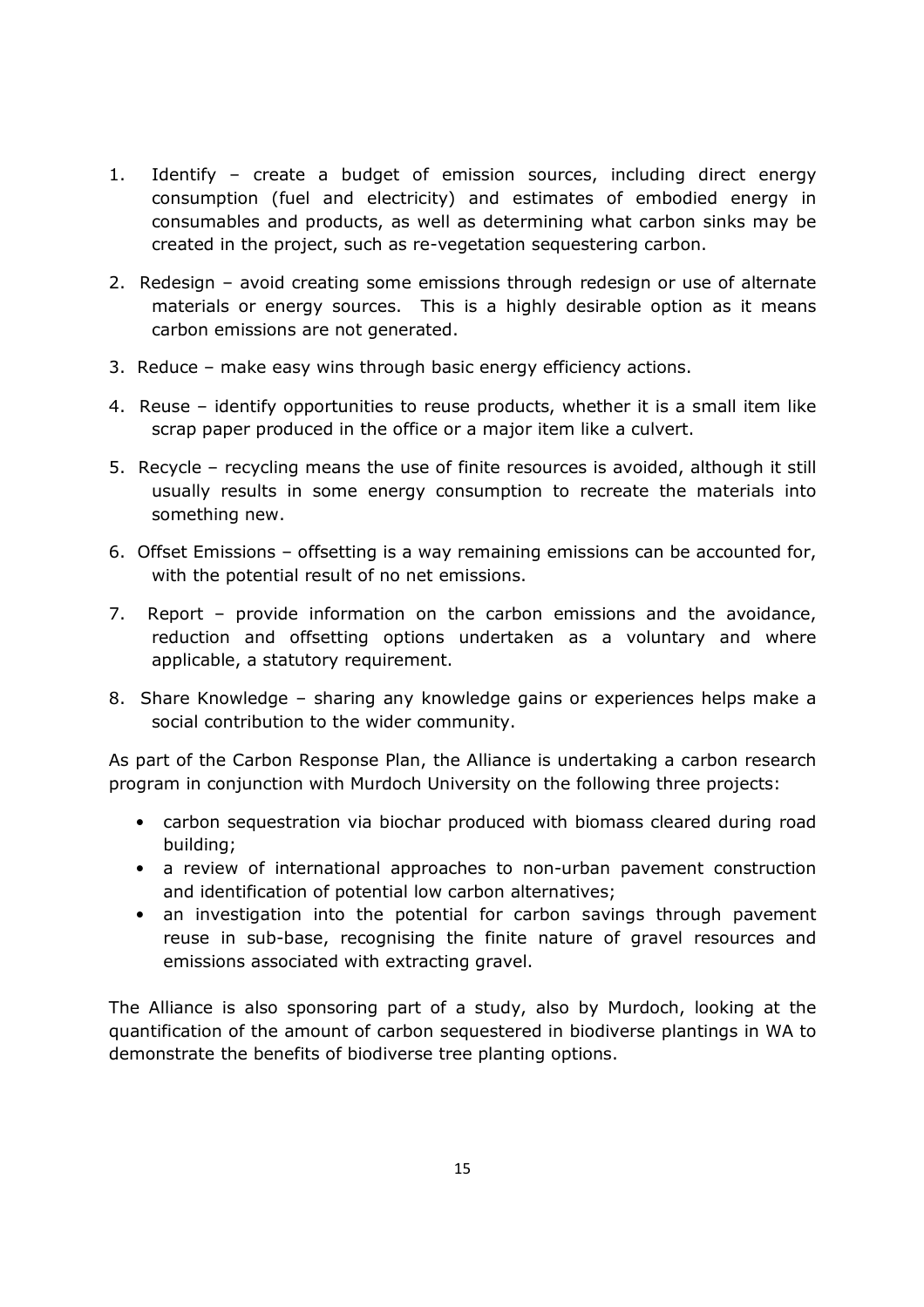1. Identify – create a budget of emission sources, including direct energy consumption (fuel and electricity) and estimates of embodied energy in consumables and products, as well as determining what carbon sinks may be created in the project, such as re-vegetation sequestering carbon.
2. Redesign – avoid creating some emissions through redesign or use of alternate materials or energy sources. This is a highly desirable option as it means carbon emissions are not generated.
3. Reduce – make easy wins through basic energy efficiency actions.
4. Reuse – identify opportunities to reuse products, whether it is a small item like scrap paper produced in the office or a major item like a culvert.
5. Recycle – recycling means the use of finite resources is avoided, although it still usually results in some energy consumption to recreate the materials into something new.
6. Offset Emissions – offsetting is a way remaining emissions can be accounted for, with the potential result of no net emissions.
7. Report – provide information on the carbon emissions and the avoidance, reduction and offsetting options undertaken as a voluntary and where applicable, a statutory requirement.
8. Share Knowledge – sharing any knowledge gains or experiences helps make a social contribution to the wider community.

As part of the Carbon Response Plan, the Alliance is undertaking a carbon research program in conjunction with Murdoch University on the following three projects:

- carbon sequestration via biochar produced with biomass cleared during road building;
- a review of international approaches to non-urban pavement construction and identification of potential low carbon alternatives;
- an investigation into the potential for carbon savings through pavement reuse in sub-base, recognising the finite nature of gravel resources and emissions associated with extracting gravel.

The Alliance is also sponsoring part of a study, also by Murdoch, looking at the quantification of the amount of carbon sequestered in biodiverse plantings in WA to demonstrate the benefits of biodiverse tree planting options.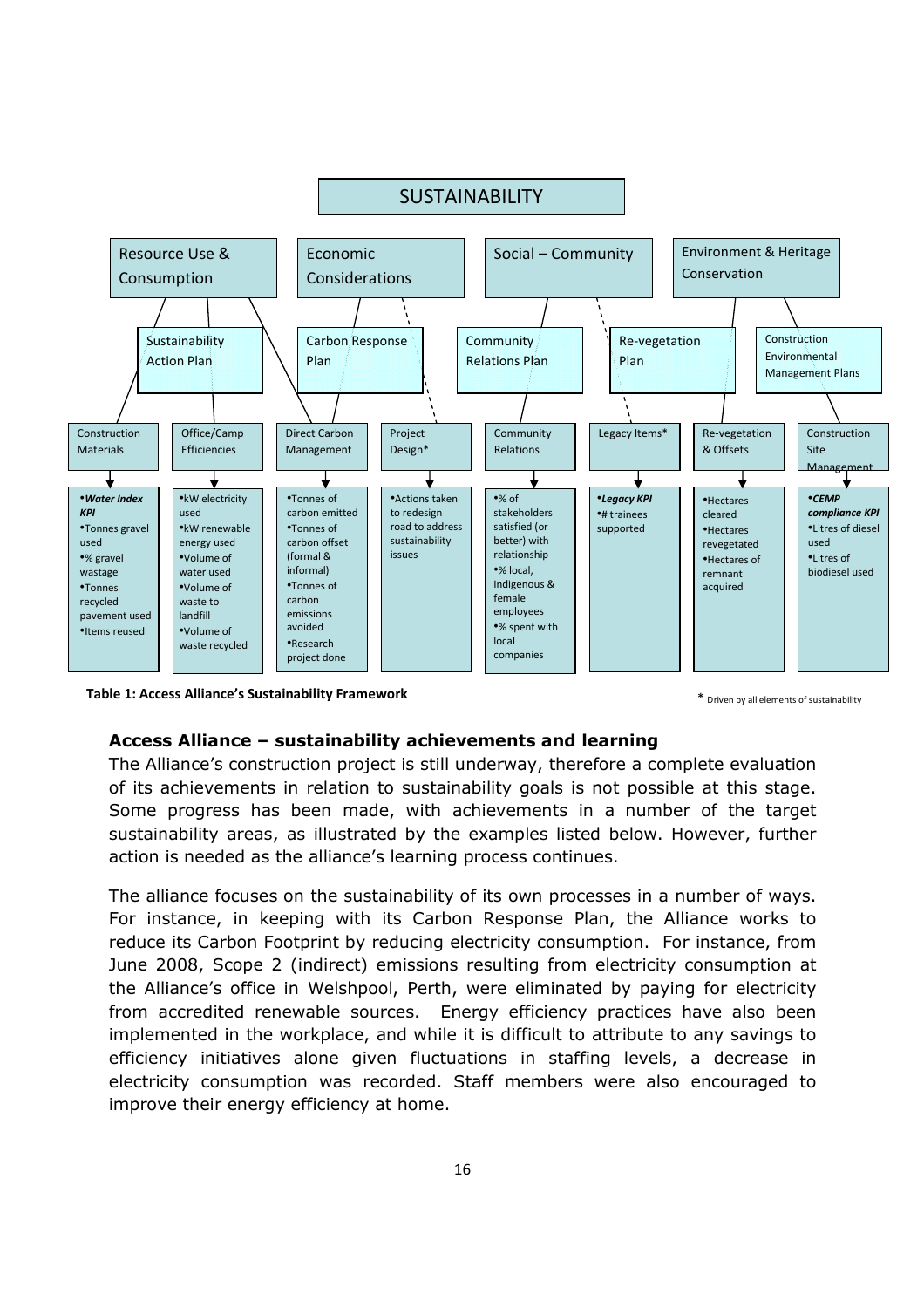**SUSTAINABILITY**

| Resource Use & Consumption | | Economic Considerations | | Social – Community | | Environment & Heritage Conservation | |
|---|---|---|---|---|---|---|---|
| Sustainability Action Plan | | Carbon Response Plan | | Community Relations Plan | Re-vegetation Plan | | Construction Environmental Management Plans |
| Construction Materials | Office/Camp Efficiencies | Direct Carbon Management | Project Design* | Community Relations | Legacy Items* | Re-vegetation & Offsets | Construction Site Management |
| •***Water Index KPI*** •Tonnes gravel used •% gravel wastage •Tonnes recycled pavement used •Items reused | •kW electricity used •kW renewable energy used •Volume of water used •Volume of waste to landfill •Volume of waste recycled | •Tonnes of carbon emitted •Tonnes of carbon offset (formal & informal) •Tonnes of carbon emissions avoided •Research project done | •Actions taken to redesign road to address sustainability issues | •% of stakeholders satisfied (or better) with relationship •% local, Indigenous & female employees •% spent with local companies | •***Legacy KPI*** •# trainees supported | •Hectares cleared •Hectares revegetated •Hectares of remnant acquired | •***CEMP compliance KPI*** •Litres of diesel used •Litres of biodiesel used |

**Table 1: Access Alliance's Sustainability Framework**

* Driven by all elements of sustainability

## Access Alliance – sustainability achievements and learning

The Alliance's construction project is still underway, therefore a complete evaluation of its achievements in relation to sustainability goals is not possible at this stage. Some progress has been made, with achievements in a number of the target sustainability areas, as illustrated by the examples listed below. However, further action is needed as the alliance's learning process continues.

The alliance focuses on the sustainability of its own processes in a number of ways. For instance, in keeping with its Carbon Response Plan, the Alliance works to reduce its Carbon Footprint by reducing electricity consumption. For instance, from June 2008, Scope 2 (indirect) emissions resulting from electricity consumption at the Alliance's office in Welshpool, Perth, were eliminated by paying for electricity from accredited renewable sources. Energy efficiency practices have also been implemented in the workplace, and while it is difficult to attribute to any savings to efficiency initiatives alone given fluctuations in staffing levels, a decrease in electricity consumption was recorded. Staff members were also encouraged to improve their energy efficiency at home.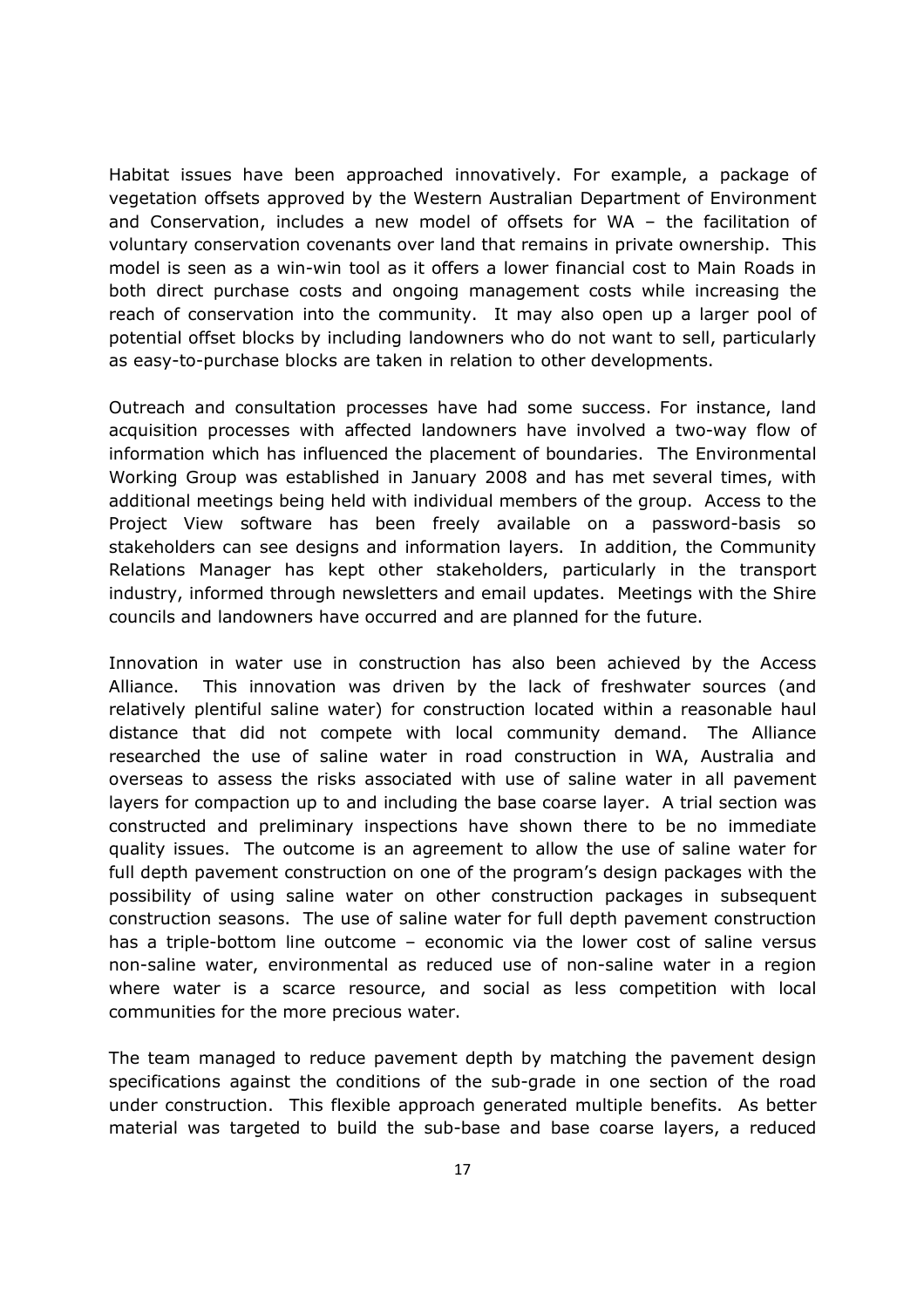Habitat issues have been approached innovatively. For example, a package of vegetation offsets approved by the Western Australian Department of Environment and Conservation, includes a new model of offsets for WA – the facilitation of voluntary conservation covenants over land that remains in private ownership. This model is seen as a win-win tool as it offers a lower financial cost to Main Roads in both direct purchase costs and ongoing management costs while increasing the reach of conservation into the community. It may also open up a larger pool of potential offset blocks by including landowners who do not want to sell, particularly as easy-to-purchase blocks are taken in relation to other developments.

Outreach and consultation processes have had some success. For instance, land acquisition processes with affected landowners have involved a two-way flow of information which has influenced the placement of boundaries. The Environmental Working Group was established in January 2008 and has met several times, with additional meetings being held with individual members of the group. Access to the Project View software has been freely available on a password-basis so stakeholders can see designs and information layers. In addition, the Community Relations Manager has kept other stakeholders, particularly in the transport industry, informed through newsletters and email updates. Meetings with the Shire councils and landowners have occurred and are planned for the future.

Innovation in water use in construction has also been achieved by the Access Alliance. This innovation was driven by the lack of freshwater sources (and relatively plentiful saline water) for construction located within a reasonable haul distance that did not compete with local community demand. The Alliance researched the use of saline water in road construction in WA, Australia and overseas to assess the risks associated with use of saline water in all pavement layers for compaction up to and including the base coarse layer. A trial section was constructed and preliminary inspections have shown there to be no immediate quality issues. The outcome is an agreement to allow the use of saline water for full depth pavement construction on one of the program's design packages with the possibility of using saline water on other construction packages in subsequent construction seasons. The use of saline water for full depth pavement construction has a triple-bottom line outcome – economic via the lower cost of saline versus non-saline water, environmental as reduced use of non-saline water in a region where water is a scarce resource, and social as less competition with local communities for the more precious water.

The team managed to reduce pavement depth by matching the pavement design specifications against the conditions of the sub-grade in one section of the road under construction. This flexible approach generated multiple benefits. As better material was targeted to build the sub-base and base coarse layers, a reduced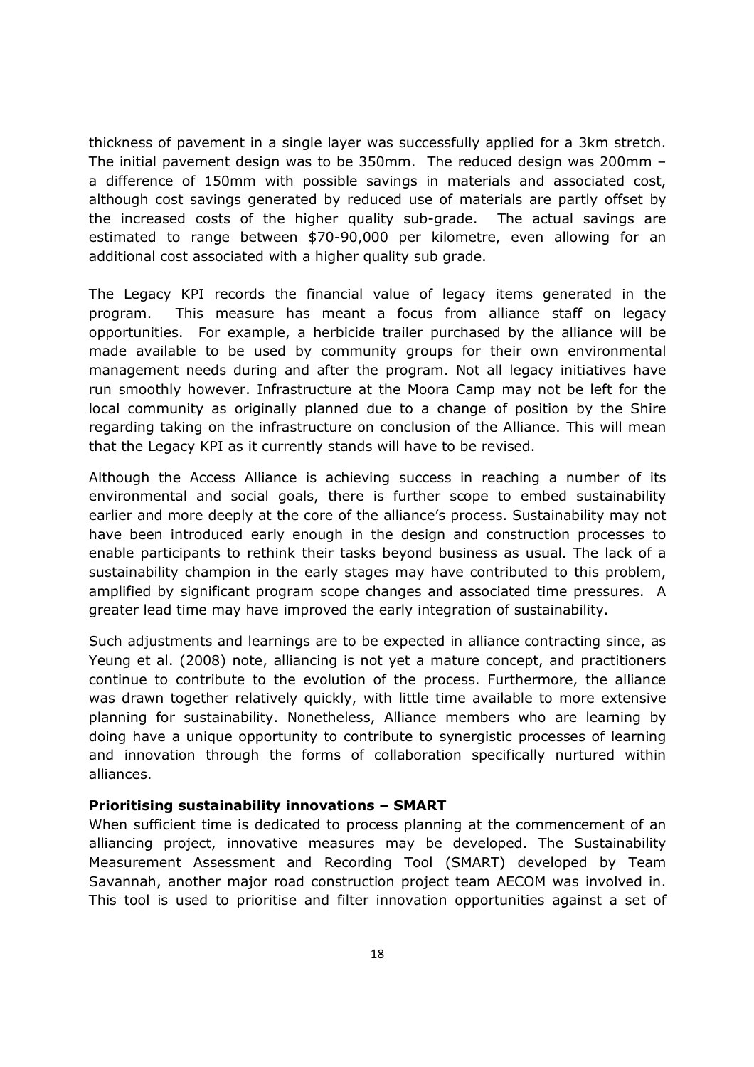thickness of pavement in a single layer was successfully applied for a 3km stretch. The initial pavement design was to be 350mm. The reduced design was 200mm – a difference of 150mm with possible savings in materials and associated cost, although cost savings generated by reduced use of materials are partly offset by the increased costs of the higher quality sub-grade. The actual savings are estimated to range between $70-90,000 per kilometre, even allowing for an additional cost associated with a higher quality sub grade.

The Legacy KPI records the financial value of legacy items generated in the program. This measure has meant a focus from alliance staff on legacy opportunities. For example, a herbicide trailer purchased by the alliance will be made available to be used by community groups for their own environmental management needs during and after the program. Not all legacy initiatives have run smoothly however. Infrastructure at the Moora Camp may not be left for the local community as originally planned due to a change of position by the Shire regarding taking on the infrastructure on conclusion of the Alliance. This will mean that the Legacy KPI as it currently stands will have to be revised.

Although the Access Alliance is achieving success in reaching a number of its environmental and social goals, there is further scope to embed sustainability earlier and more deeply at the core of the alliance's process. Sustainability may not have been introduced early enough in the design and construction processes to enable participants to rethink their tasks beyond business as usual. The lack of a sustainability champion in the early stages may have contributed to this problem, amplified by significant program scope changes and associated time pressures. A greater lead time may have improved the early integration of sustainability.

Such adjustments and learnings are to be expected in alliance contracting since, as Yeung et al. (2008) note, alliancing is not yet a mature concept, and practitioners continue to contribute to the evolution of the process. Furthermore, the alliance was drawn together relatively quickly, with little time available to more extensive planning for sustainability. Nonetheless, Alliance members who are learning by doing have a unique opportunity to contribute to synergistic processes of learning and innovation through the forms of collaboration specifically nurtured within alliances.

**Prioritising sustainability innovations – SMART**

When sufficient time is dedicated to process planning at the commencement of an alliancing project, innovative measures may be developed. The Sustainability Measurement Assessment and Recording Tool (SMART) developed by Team Savannah, another major road construction project team AECOM was involved in. This tool is used to prioritise and filter innovation opportunities against a set of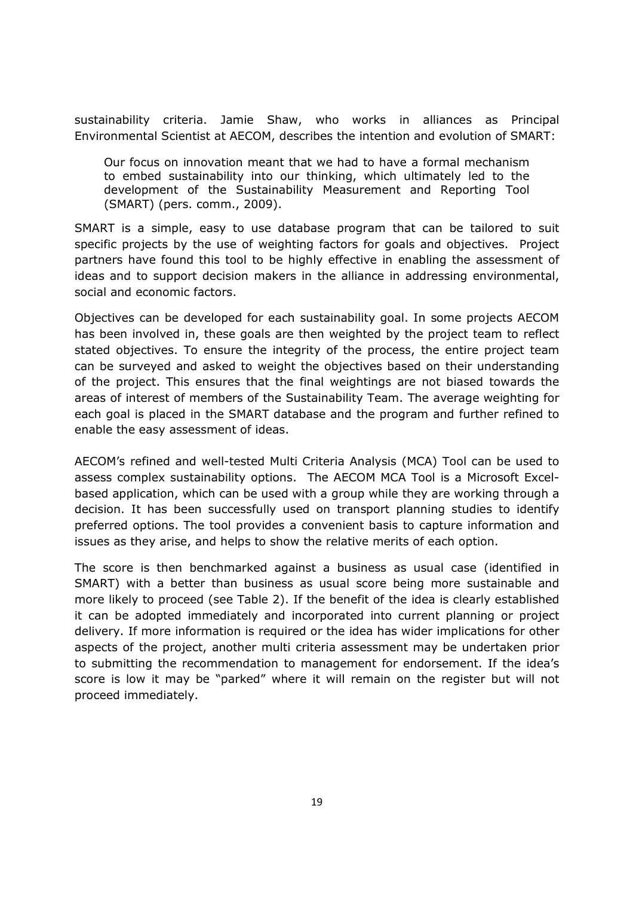sustainability criteria. Jamie Shaw, who works in alliances as Principal Environmental Scientist at AECOM, describes the intention and evolution of SMART:

> Our focus on innovation meant that we had to have a formal mechanism to embed sustainability into our thinking, which ultimately led to the development of the Sustainability Measurement and Reporting Tool (SMART) (pers. comm., 2009).

SMART is a simple, easy to use database program that can be tailored to suit specific projects by the use of weighting factors for goals and objectives. Project partners have found this tool to be highly effective in enabling the assessment of ideas and to support decision makers in the alliance in addressing environmental, social and economic factors.

Objectives can be developed for each sustainability goal. In some projects AECOM has been involved in, these goals are then weighted by the project team to reflect stated objectives. To ensure the integrity of the process, the entire project team can be surveyed and asked to weight the objectives based on their understanding of the project. This ensures that the final weightings are not biased towards the areas of interest of members of the Sustainability Team. The average weighting for each goal is placed in the SMART database and the program and further refined to enable the easy assessment of ideas.

AECOM's refined and well-tested Multi Criteria Analysis (MCA) Tool can be used to assess complex sustainability options. The AECOM MCA Tool is a Microsoft Excel-based application, which can be used with a group while they are working through a decision. It has been successfully used on transport planning studies to identify preferred options. The tool provides a convenient basis to capture information and issues as they arise, and helps to show the relative merits of each option.

The score is then benchmarked against a business as usual case (identified in SMART) with a better than business as usual score being more sustainable and more likely to proceed (see Table 2). If the benefit of the idea is clearly established it can be adopted immediately and incorporated into current planning or project delivery. If more information is required or the idea has wider implications for other aspects of the project, another multi criteria assessment may be undertaken prior to submitting the recommendation to management for endorsement. If the idea's score is low it may be "parked" where it will remain on the register but will not proceed immediately.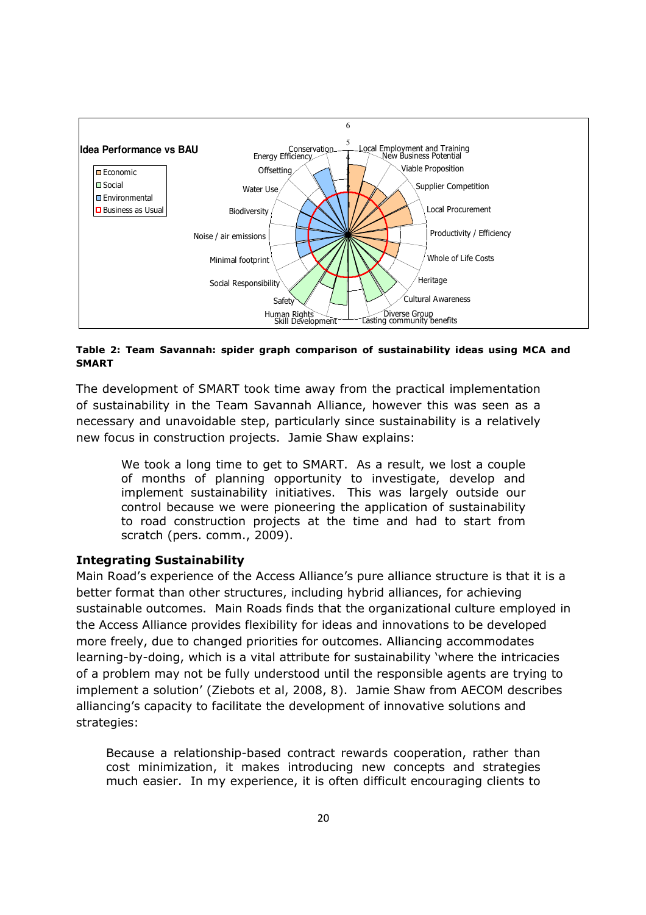**Idea Performance vs BAU**

- Economic
- Social
- Environmental
- Business as Usual

Local Employment and Training, New Business Potential, Viable Proposition, Supplier Competition, Local Procurement, Productivity / Efficiency, Whole of Life Costs, Heritage, Cultural Awareness, Diverse Group, Lasting community benefits, Skill Development, Human Rights, Safety, Social Responsibility, Minimal footprint, Noise / air emissions, Biodiversity, Water Use, Offsetting, Energy Efficiency, Conservation

**Table 2: Team Savannah: spider graph comparison of sustainability ideas using MCA and SMART**

The development of SMART took time away from the practical implementation of sustainability in the Team Savannah Alliance, however this was seen as a necessary and unavoidable step, particularly since sustainability is a relatively new focus in construction projects. Jamie Shaw explains:

> We took a long time to get to SMART. As a result, we lost a couple of months of planning opportunity to investigate, develop and implement sustainability initiatives. This was largely outside our control because we were pioneering the application of sustainability to road construction projects at the time and had to start from scratch (pers. comm., 2009).

### Integrating Sustainability

Main Road's experience of the Access Alliance's pure alliance structure is that it is a better format than other structures, including hybrid alliances, for achieving sustainable outcomes. Main Roads finds that the organizational culture employed in the Access Alliance provides flexibility for ideas and innovations to be developed more freely, due to changed priorities for outcomes. Alliancing accommodates learning-by-doing, which is a vital attribute for sustainability 'where the intricacies of a problem may not be fully understood until the responsible agents are trying to implement a solution' (Ziebots et al, 2008, 8). Jamie Shaw from AECOM describes alliancing's capacity to facilitate the development of innovative solutions and strategies:

> Because a relationship-based contract rewards cooperation, rather than cost minimization, it makes introducing new concepts and strategies much easier. In my experience, it is often difficult encouraging clients to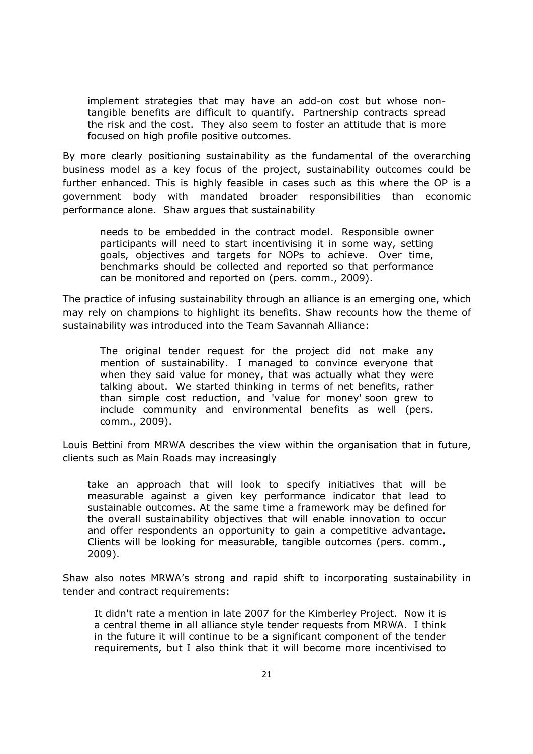> implement strategies that may have an add-on cost but whose non-tangible benefits are difficult to quantify. Partnership contracts spread the risk and the cost. They also seem to foster an attitude that is more focused on high profile positive outcomes.

By more clearly positioning sustainability as the fundamental of the overarching business model as a key focus of the project, sustainability outcomes could be further enhanced. This is highly feasible in cases such as this where the OP is a government body with mandated broader responsibilities than economic performance alone. Shaw argues that sustainability

> needs to be embedded in the contract model. Responsible owner participants will need to start incentivising it in some way, setting goals, objectives and targets for NOPs to achieve. Over time, benchmarks should be collected and reported so that performance can be monitored and reported on (pers. comm., 2009).

The practice of infusing sustainability through an alliance is an emerging one, which may rely on champions to highlight its benefits. Shaw recounts how the theme of sustainability was introduced into the Team Savannah Alliance:

> The original tender request for the project did not make any mention of sustainability. I managed to convince everyone that when they said value for money, that was actually what they were talking about. We started thinking in terms of net benefits, rather than simple cost reduction, and 'value for money' soon grew to include community and environmental benefits as well (pers. comm., 2009).

Louis Bettini from MRWA describes the view within the organisation that in future, clients such as Main Roads may increasingly

> take an approach that will look to specify initiatives that will be measurable against a given key performance indicator that lead to sustainable outcomes. At the same time a framework may be defined for the overall sustainability objectives that will enable innovation to occur and offer respondents an opportunity to gain a competitive advantage. Clients will be looking for measurable, tangible outcomes (pers. comm., 2009).

Shaw also notes MRWA's strong and rapid shift to incorporating sustainability in tender and contract requirements:

> It didn't rate a mention in late 2007 for the Kimberley Project. Now it is a central theme in all alliance style tender requests from MRWA. I think in the future it will continue to be a significant component of the tender requirements, but I also think that it will become more incentivised to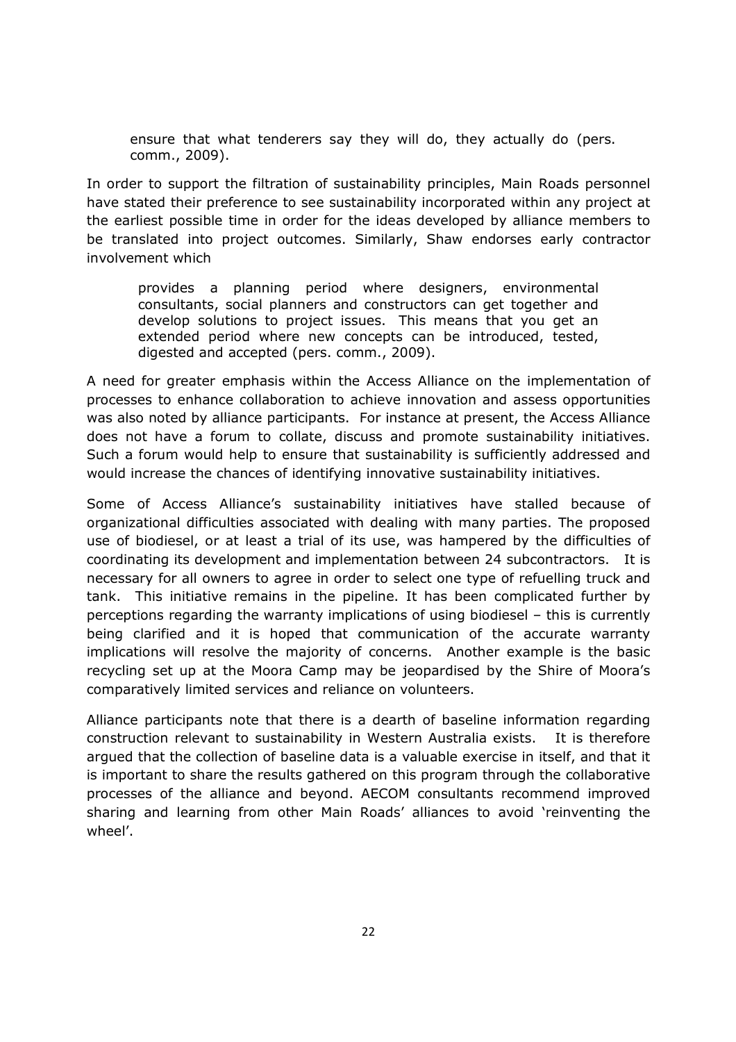> ensure that what tenderers say they will do, they actually do (pers. comm., 2009).

In order to support the filtration of sustainability principles, Main Roads personnel have stated their preference to see sustainability incorporated within any project at the earliest possible time in order for the ideas developed by alliance members to be translated into project outcomes. Similarly, Shaw endorses early contractor involvement which

> provides a planning period where designers, environmental consultants, social planners and constructors can get together and develop solutions to project issues. This means that you get an extended period where new concepts can be introduced, tested, digested and accepted (pers. comm., 2009).

A need for greater emphasis within the Access Alliance on the implementation of processes to enhance collaboration to achieve innovation and assess opportunities was also noted by alliance participants. For instance at present, the Access Alliance does not have a forum to collate, discuss and promote sustainability initiatives. Such a forum would help to ensure that sustainability is sufficiently addressed and would increase the chances of identifying innovative sustainability initiatives.

Some of Access Alliance's sustainability initiatives have stalled because of organizational difficulties associated with dealing with many parties. The proposed use of biodiesel, or at least a trial of its use, was hampered by the difficulties of coordinating its development and implementation between 24 subcontractors. It is necessary for all owners to agree in order to select one type of refuelling truck and tank. This initiative remains in the pipeline. It has been complicated further by perceptions regarding the warranty implications of using biodiesel – this is currently being clarified and it is hoped that communication of the accurate warranty implications will resolve the majority of concerns. Another example is the basic recycling set up at the Moora Camp may be jeopardised by the Shire of Moora's comparatively limited services and reliance on volunteers.

Alliance participants note that there is a dearth of baseline information regarding construction relevant to sustainability in Western Australia exists. It is therefore argued that the collection of baseline data is a valuable exercise in itself, and that it is important to share the results gathered on this program through the collaborative processes of the alliance and beyond. AECOM consultants recommend improved sharing and learning from other Main Roads' alliances to avoid 'reinventing the wheel'.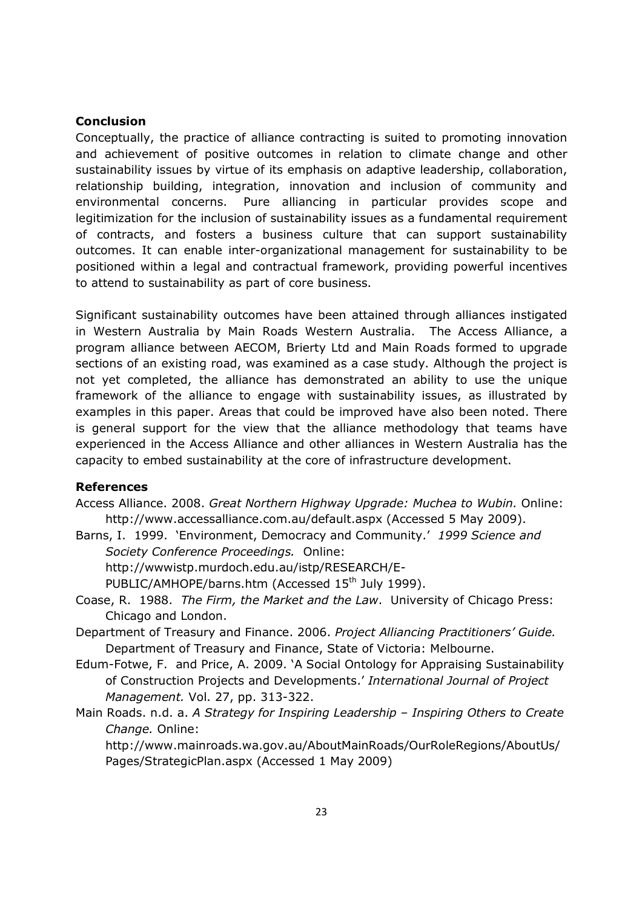## Conclusion

Conceptually, the practice of alliance contracting is suited to promoting innovation and achievement of positive outcomes in relation to climate change and other sustainability issues by virtue of its emphasis on adaptive leadership, collaboration, relationship building, integration, innovation and inclusion of community and environmental concerns. Pure alliancing in particular provides scope and legitimization for the inclusion of sustainability issues as a fundamental requirement of contracts, and fosters a business culture that can support sustainability outcomes. It can enable inter-organizational management for sustainability to be positioned within a legal and contractual framework, providing powerful incentives to attend to sustainability as part of core business.

Significant sustainability outcomes have been attained through alliances instigated in Western Australia by Main Roads Western Australia. The Access Alliance, a program alliance between AECOM, Brierty Ltd and Main Roads formed to upgrade sections of an existing road, was examined as a case study. Although the project is not yet completed, the alliance has demonstrated an ability to use the unique framework of the alliance to engage with sustainability issues, as illustrated by examples in this paper. Areas that could be improved have also been noted. There is general support for the view that the alliance methodology that teams have experienced in the Access Alliance and other alliances in Western Australia has the capacity to embed sustainability at the core of infrastructure development.

## References

Access Alliance. 2008. *Great Northern Highway Upgrade: Muchea to Wubin.* Online: http://www.accessalliance.com.au/default.aspx (Accessed 5 May 2009).

Barns, I. 1999. 'Environment, Democracy and Community.' *1999 Science and Society Conference Proceedings.* Online: http://wwwistp.murdoch.edu.au/istp/RESEARCH/E-PUBLIC/AMHOPE/barns.htm (Accessed 15th July 1999).

Coase, R. 1988. *The Firm, the Market and the Law*. University of Chicago Press: Chicago and London.

Department of Treasury and Finance. 2006. *Project Alliancing Practitioners' Guide.* Department of Treasury and Finance, State of Victoria: Melbourne.

Edum-Fotwe, F. and Price, A. 2009. 'A Social Ontology for Appraising Sustainability of Construction Projects and Developments.' *International Journal of Project Management.* Vol. 27, pp. 313-322.

Main Roads. n.d. a. *A Strategy for Inspiring Leadership – Inspiring Others to Create Change.* Online: http://www.mainroads.wa.gov.au/AboutMainRoads/OurRoleRegions/AboutUs/Pages/StrategicPlan.aspx (Accessed 1 May 2009)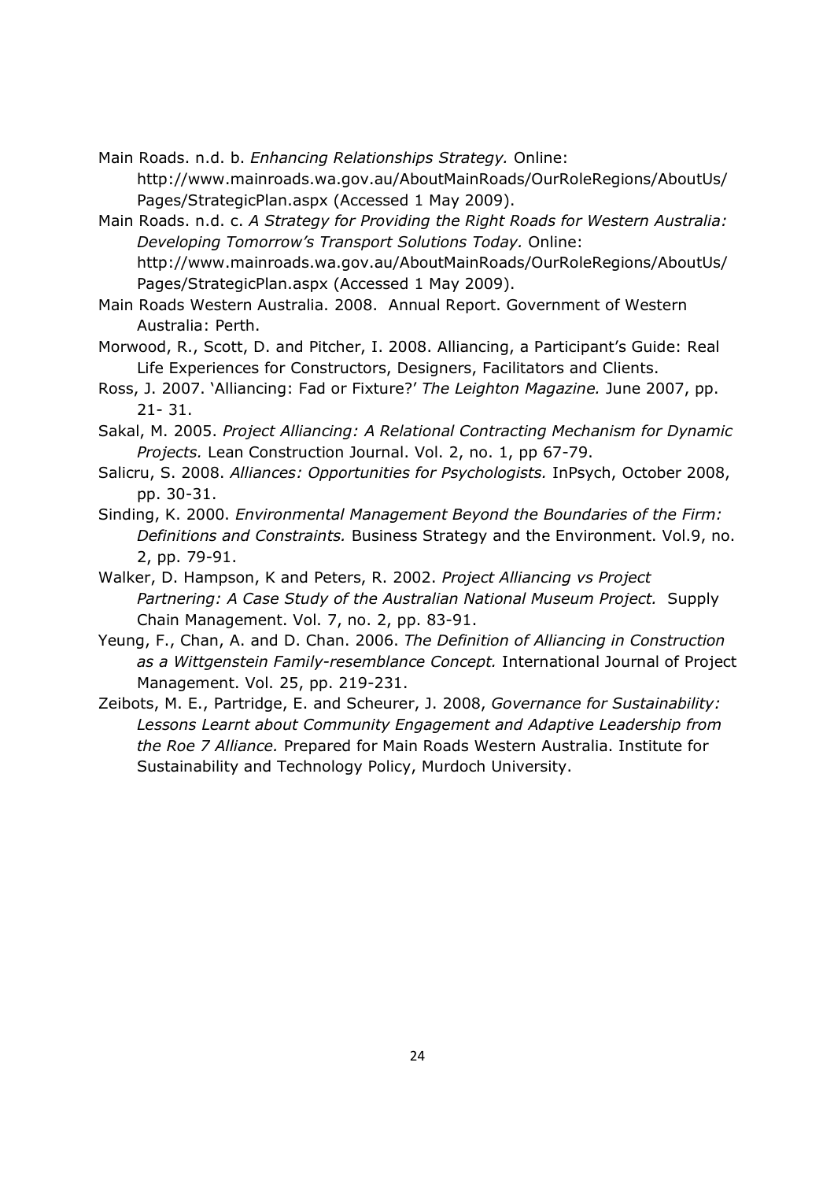Main Roads. n.d. b. *Enhancing Relationships Strategy.* Online: http://www.mainroads.wa.gov.au/AboutMainRoads/OurRoleRegions/AboutUs/Pages/StrategicPlan.aspx (Accessed 1 May 2009).

Main Roads. n.d. c. *A Strategy for Providing the Right Roads for Western Australia: Developing Tomorrow's Transport Solutions Today.* Online: http://www.mainroads.wa.gov.au/AboutMainRoads/OurRoleRegions/AboutUs/Pages/StrategicPlan.aspx (Accessed 1 May 2009).

Main Roads Western Australia. 2008. Annual Report. Government of Western Australia: Perth.

Morwood, R., Scott, D. and Pitcher, I. 2008. Alliancing, a Participant's Guide: Real Life Experiences for Constructors, Designers, Facilitators and Clients.

Ross, J. 2007. 'Alliancing: Fad or Fixture?' *The Leighton Magazine.* June 2007, pp. 21- 31.

Sakal, M. 2005. *Project Alliancing: A Relational Contracting Mechanism for Dynamic Projects.* Lean Construction Journal. Vol. 2, no. 1, pp 67-79.

Salicru, S. 2008. *Alliances: Opportunities for Psychologists.* InPsych, October 2008, pp. 30-31.

Sinding, K. 2000. *Environmental Management Beyond the Boundaries of the Firm: Definitions and Constraints.* Business Strategy and the Environment. Vol.9, no. 2, pp. 79-91.

Walker, D. Hampson, K and Peters, R. 2002. *Project Alliancing vs Project Partnering: A Case Study of the Australian National Museum Project.* Supply Chain Management. Vol. 7, no. 2, pp. 83-91.

Yeung, F., Chan, A. and D. Chan. 2006. *The Definition of Alliancing in Construction as a Wittgenstein Family-resemblance Concept.* International Journal of Project Management. Vol. 25, pp. 219-231.

Zeibots, M. E., Partridge, E. and Scheurer, J. 2008, *Governance for Sustainability: Lessons Learnt about Community Engagement and Adaptive Leadership from the Roe 7 Alliance.* Prepared for Main Roads Western Australia. Institute for Sustainability and Technology Policy, Murdoch University.